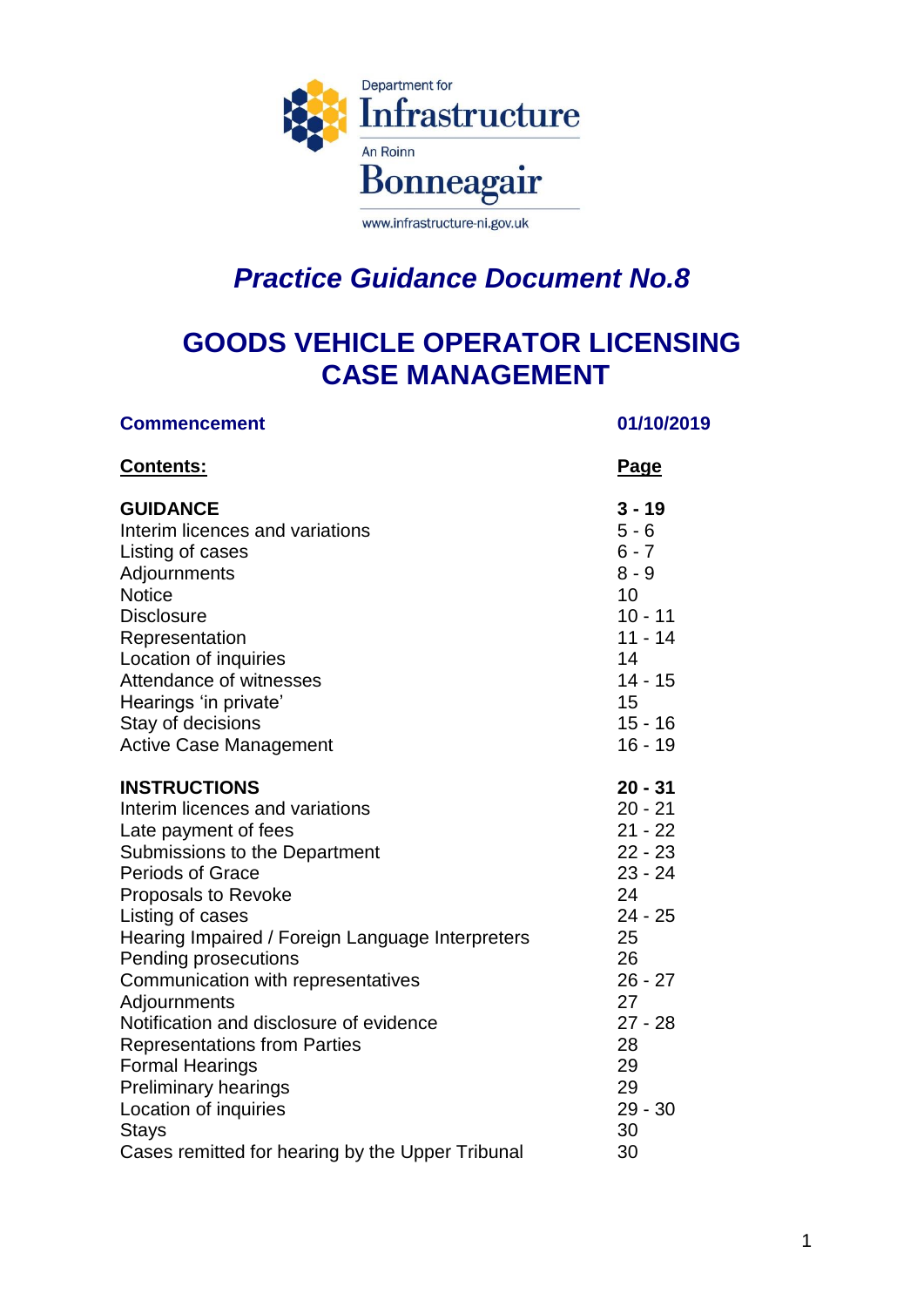Department for Infrastructure

An Roinn Bonneagair

www.infrastructure-ni.gov.uk

# *Practice Guidance Document No.8*

# GOODS VEHICLE OPERATOR LICENSING CASE MANAGEMENT

| **Commencement** | **01/10/2019** |
|---|---|
| **Contents:** | **Page** |
| **GUIDANCE** | **3 - 19** |
| Interim licences and variations | 5 - 6 |
| Listing of cases | 6 - 7 |
| Adjournments | 8 - 9 |
| Notice | 10 |
| Disclosure | 10 - 11 |
| Representation | 11 - 14 |
| Location of inquiries | 14 |
| Attendance of witnesses | 14 - 15 |
| Hearings 'in private' | 15 |
| Stay of decisions | 15 - 16 |
| Active Case Management | 16 - 19 |
| **INSTRUCTIONS** | **20 - 31** |
| Interim licences and variations | 20 - 21 |
| Late payment of fees | 21 - 22 |
| Submissions to the Department | 22 - 23 |
| Periods of Grace | 23 - 24 |
| Proposals to Revoke | 24 |
| Listing of cases | 24 - 25 |
| Hearing Impaired / Foreign Language Interpreters | 25 |
| Pending prosecutions | 26 |
| Communication with representatives | 26 - 27 |
| Adjournments | 27 |
| Notification and disclosure of evidence | 27 - 28 |
| Representations from Parties | 28 |
| Formal Hearings | 29 |
| Preliminary hearings | 29 |
| Location of inquiries | 29 - 30 |
| Stays | 30 |
| Cases remitted for hearing by the Upper Tribunal | 30 |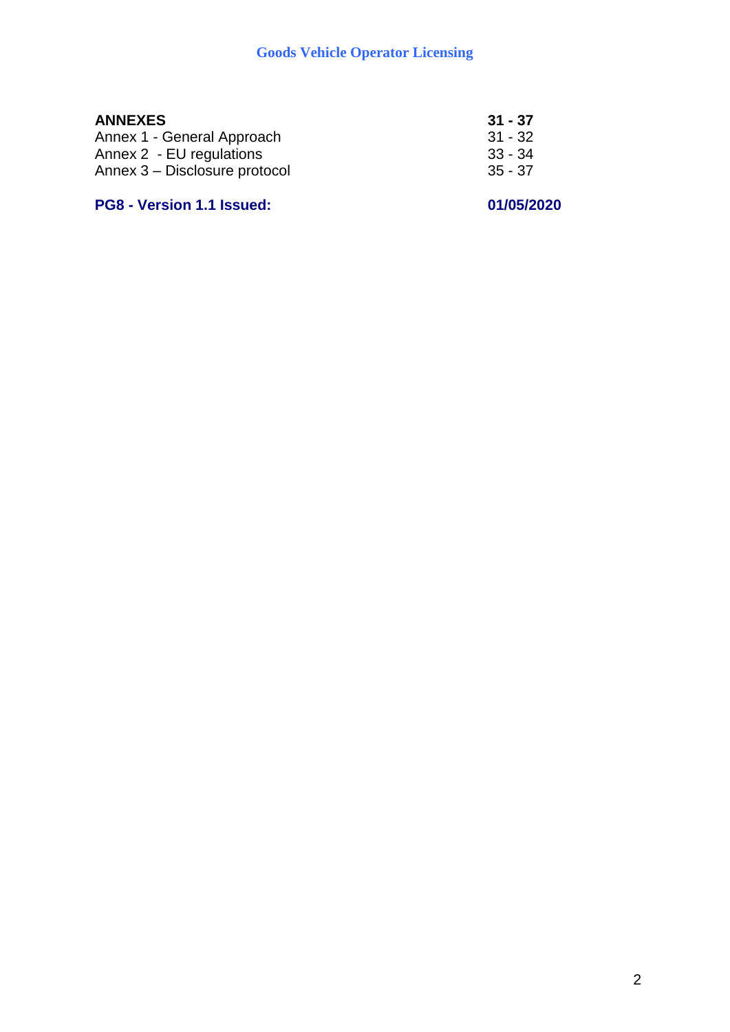| **ANNEXES** | **31 - 37** |
| --- | --- |
| Annex 1 - General Approach | 31 - 32 |
| Annex 2 - EU regulations | 33 - 34 |
| Annex 3 – Disclosure protocol | 35 - 37 |

**PG8 - Version 1.1 Issued: 01/05/2020**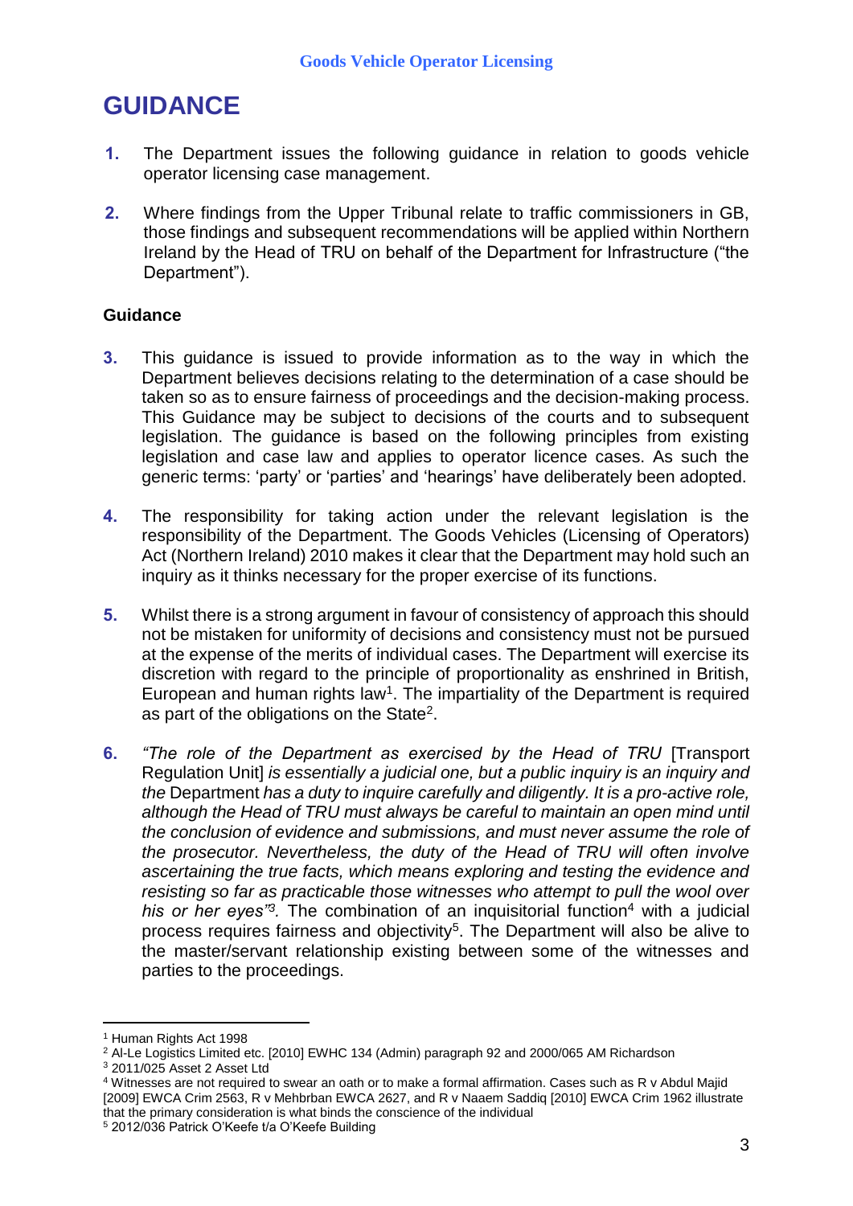# GUIDANCE

1. The Department issues the following guidance in relation to goods vehicle operator licensing case management.

2. Where findings from the Upper Tribunal relate to traffic commissioners in GB, those findings and subsequent recommendations will be applied within Northern Ireland by the Head of TRU on behalf of the Department for Infrastructure ("the Department").

## Guidance

3. This guidance is issued to provide information as to the way in which the Department believes decisions relating to the determination of a case should be taken so as to ensure fairness of proceedings and the decision-making process. This Guidance may be subject to decisions of the courts and to subsequent legislation. The guidance is based on the following principles from existing legislation and case law and applies to operator licence cases. As such the generic terms: 'party' or 'parties' and 'hearings' have deliberately been adopted.

4. The responsibility for taking action under the relevant legislation is the responsibility of the Department. The Goods Vehicles (Licensing of Operators) Act (Northern Ireland) 2010 makes it clear that the Department may hold such an inquiry as it thinks necessary for the proper exercise of its functions.

5. Whilst there is a strong argument in favour of consistency of approach this should not be mistaken for uniformity of decisions and consistency must not be pursued at the expense of the merits of individual cases. The Department will exercise its discretion with regard to the principle of proportionality as enshrined in British, European and human rights law[1]. The impartiality of the Department is required as part of the obligations on the State[2].

6. *"The role of the Department as exercised by the Head of TRU* [Transport Regulation Unit] *is essentially a judicial one, but a public inquiry is an inquiry and the* Department *has a duty to inquire carefully and diligently. It is a pro-active role, although the Head of TRU must always be careful to maintain an open mind until the conclusion of evidence and submissions, and must never assume the role of the prosecutor. Nevertheless, the duty of the Head of TRU will often involve ascertaining the true facts, which means exploring and testing the evidence and resisting so far as practicable those witnesses who attempt to pull the wool over his or her eyes"*[3]. The combination of an inquisitorial function[4] with a judicial process requires fairness and objectivity[5]. The Department will also be alive to the master/servant relationship existing between some of the witnesses and parties to the proceedings.

---

[1] Human Rights Act 1998

[2] Al-Le Logistics Limited etc. [2010] EWHC 134 (Admin) paragraph 92 and 2000/065 AM Richardson

[3] 2011/025 Asset 2 Asset Ltd

[4] Witnesses are not required to swear an oath or to make a formal affirmation. Cases such as R v Abdul Majid [2009] EWCA Crim 2563, R v Mehbrban EWCA 2627, and R v Naaem Saddiq [2010] EWCA Crim 1962 illustrate that the primary consideration is what binds the conscience of the individual

[5] 2012/036 Patrick O'Keefe t/a O'Keefe Building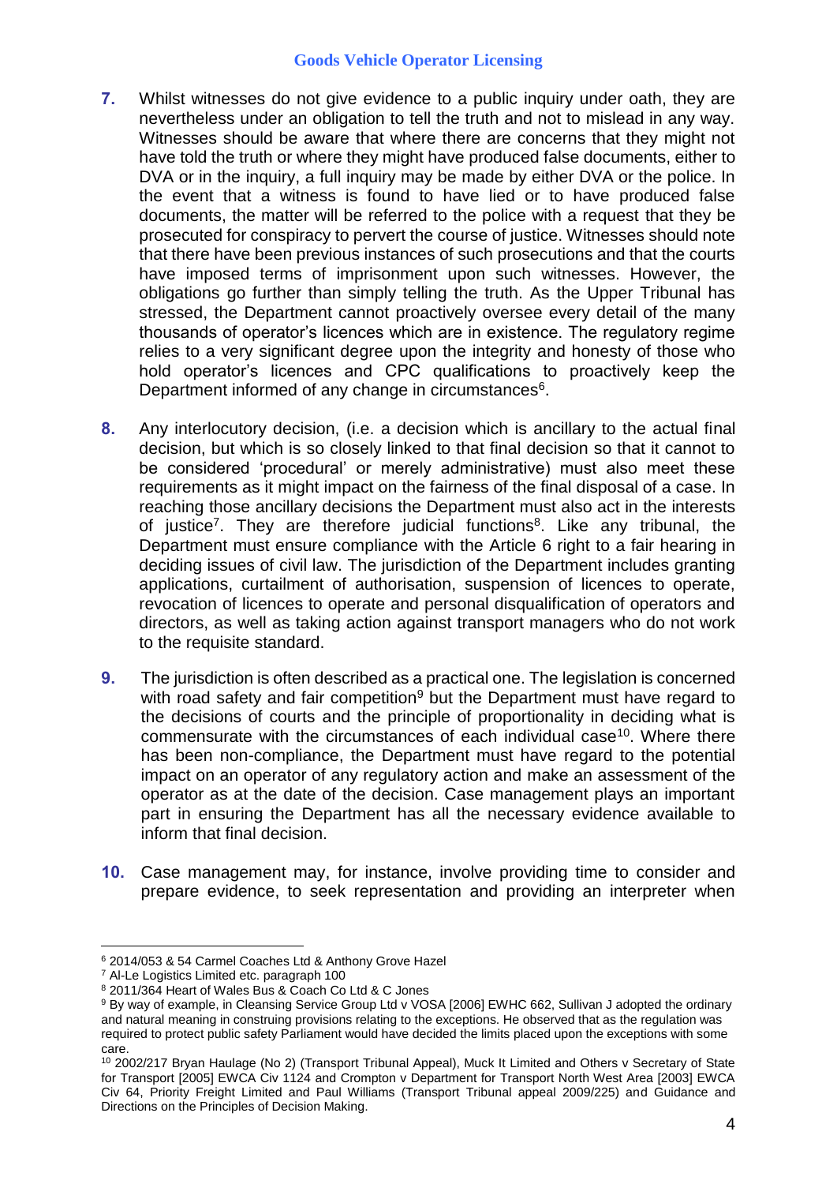7. Whilst witnesses do not give evidence to a public inquiry under oath, they are nevertheless under an obligation to tell the truth and not to mislead in any way. Witnesses should be aware that where there are concerns that they might not have told the truth or where they might have produced false documents, either to DVA or in the inquiry, a full inquiry may be made by either DVA or the police. In the event that a witness is found to have lied or to have produced false documents, the matter will be referred to the police with a request that they be prosecuted for conspiracy to pervert the course of justice. Witnesses should note that there have been previous instances of such prosecutions and that the courts have imposed terms of imprisonment upon such witnesses. However, the obligations go further than simply telling the truth. As the Upper Tribunal has stressed, the Department cannot proactively oversee every detail of the many thousands of operator's licences which are in existence. The regulatory regime relies to a very significant degree upon the integrity and honesty of those who hold operator's licences and CPC qualifications to proactively keep the Department informed of any change in circumstances[6].

8. Any interlocutory decision, (i.e. a decision which is ancillary to the actual final decision, but which is so closely linked to that final decision so that it cannot to be considered 'procedural' or merely administrative) must also meet these requirements as it might impact on the fairness of the final disposal of a case. In reaching those ancillary decisions the Department must also act in the interests of justice[7]. They are therefore judicial functions[8]. Like any tribunal, the Department must ensure compliance with the Article 6 right to a fair hearing in deciding issues of civil law. The jurisdiction of the Department includes granting applications, curtailment of authorisation, suspension of licences to operate, revocation of licences to operate and personal disqualification of operators and directors, as well as taking action against transport managers who do not work to the requisite standard.

9. The jurisdiction is often described as a practical one. The legislation is concerned with road safety and fair competition[9] but the Department must have regard to the decisions of courts and the principle of proportionality in deciding what is commensurate with the circumstances of each individual case[10]. Where there has been non-compliance, the Department must have regard to the potential impact on an operator of any regulatory action and make an assessment of the operator as at the date of the decision. Case management plays an important part in ensuring the Department has all the necessary evidence available to inform that final decision.

10. Case management may, for instance, involve providing time to consider and prepare evidence, to seek representation and providing an interpreter when

---

[6] 2014/053 & 54 Carmel Coaches Ltd & Anthony Grove Hazel

[7] Al-Le Logistics Limited etc. paragraph 100

[8] 2011/364 Heart of Wales Bus & Coach Co Ltd & C Jones

[9] By way of example, in Cleansing Service Group Ltd v VOSA [2006] EWHC 662, Sullivan J adopted the ordinary and natural meaning in construing provisions relating to the exceptions. He observed that as the regulation was required to protect public safety Parliament would have decided the limits placed upon the exceptions with some care.

[10] 2002/217 Bryan Haulage (No 2) (Transport Tribunal Appeal), Muck It Limited and Others v Secretary of State for Transport [2005] EWCA Civ 1124 and Crompton v Department for Transport North West Area [2003] EWCA Civ 64, Priority Freight Limited and Paul Williams (Transport Tribunal appeal 2009/225) and Guidance and Directions on the Principles of Decision Making.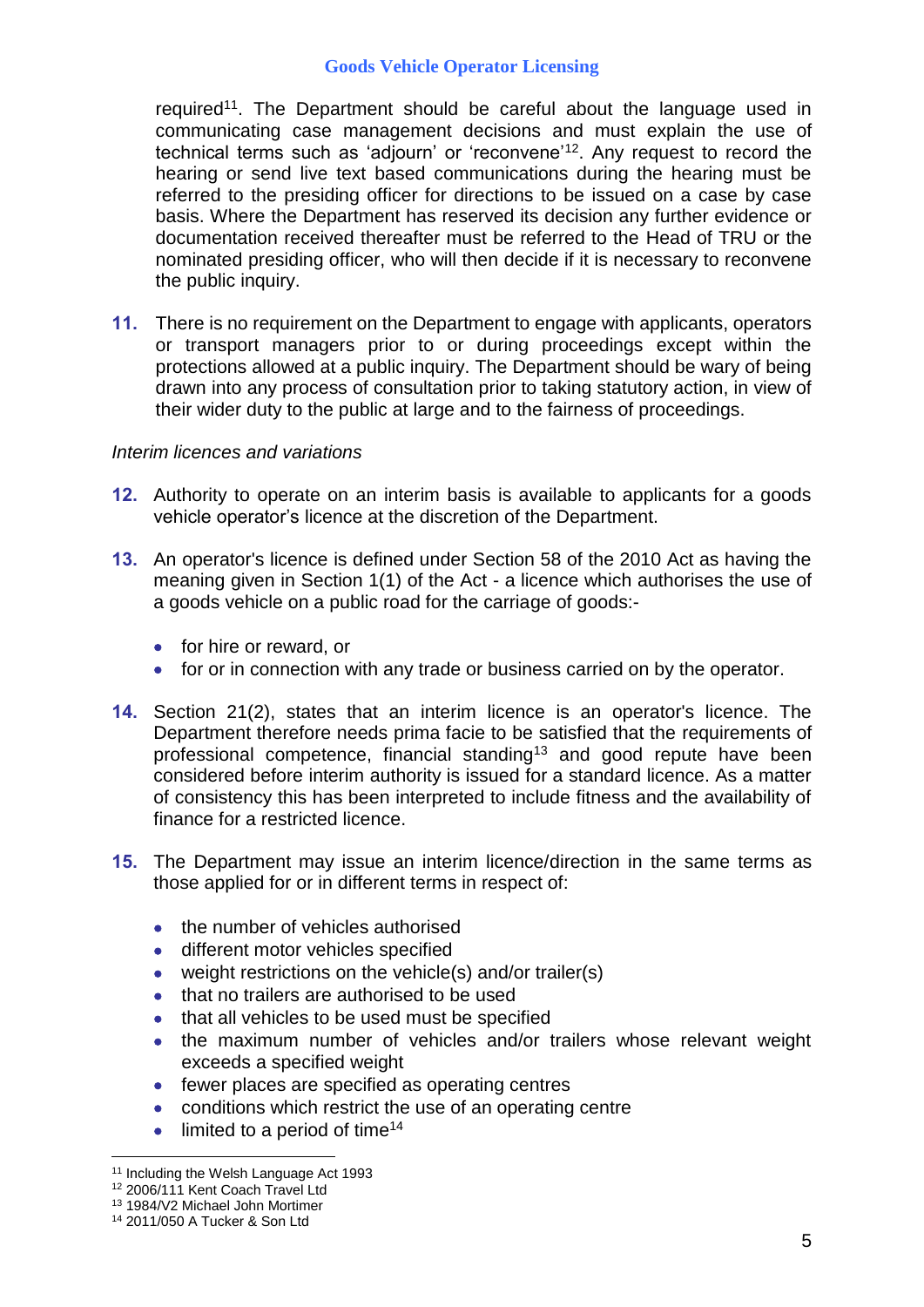required[11]. The Department should be careful about the language used in communicating case management decisions and must explain the use of technical terms such as 'adjourn' or 'reconvene'[12]. Any request to record the hearing or send live text based communications during the hearing must be referred to the presiding officer for directions to be issued on a case by case basis. Where the Department has reserved its decision any further evidence or documentation received thereafter must be referred to the Head of TRU or the nominated presiding officer, who will then decide if it is necessary to reconvene the public inquiry.

**11.** There is no requirement on the Department to engage with applicants, operators or transport managers prior to or during proceedings except within the protections allowed at a public inquiry. The Department should be wary of being drawn into any process of consultation prior to taking statutory action, in view of their wider duty to the public at large and to the fairness of proceedings.

*Interim licences and variations*

**12.** Authority to operate on an interim basis is available to applicants for a goods vehicle operator's licence at the discretion of the Department.

**13.** An operator's licence is defined under Section 58 of the 2010 Act as having the meaning given in Section 1(1) of the Act - a licence which authorises the use of a goods vehicle on a public road for the carriage of goods:-

- for hire or reward, or
- for or in connection with any trade or business carried on by the operator.

**14.** Section 21(2), states that an interim licence is an operator's licence. The Department therefore needs prima facie to be satisfied that the requirements of professional competence, financial standing[13] and good repute have been considered before interim authority is issued for a standard licence. As a matter of consistency this has been interpreted to include fitness and the availability of finance for a restricted licence.

**15.** The Department may issue an interim licence/direction in the same terms as those applied for or in different terms in respect of:

- the number of vehicles authorised
- different motor vehicles specified
- weight restrictions on the vehicle(s) and/or trailer(s)
- that no trailers are authorised to be used
- that all vehicles to be used must be specified
- the maximum number of vehicles and/or trailers whose relevant weight exceeds a specified weight
- fewer places are specified as operating centres
- conditions which restrict the use of an operating centre
- limited to a period of time[14]

---

[11] Including the Welsh Language Act 1993
[12] 2006/111 Kent Coach Travel Ltd
[13] 1984/V2 Michael John Mortimer
[14] 2011/050 A Tucker & Son Ltd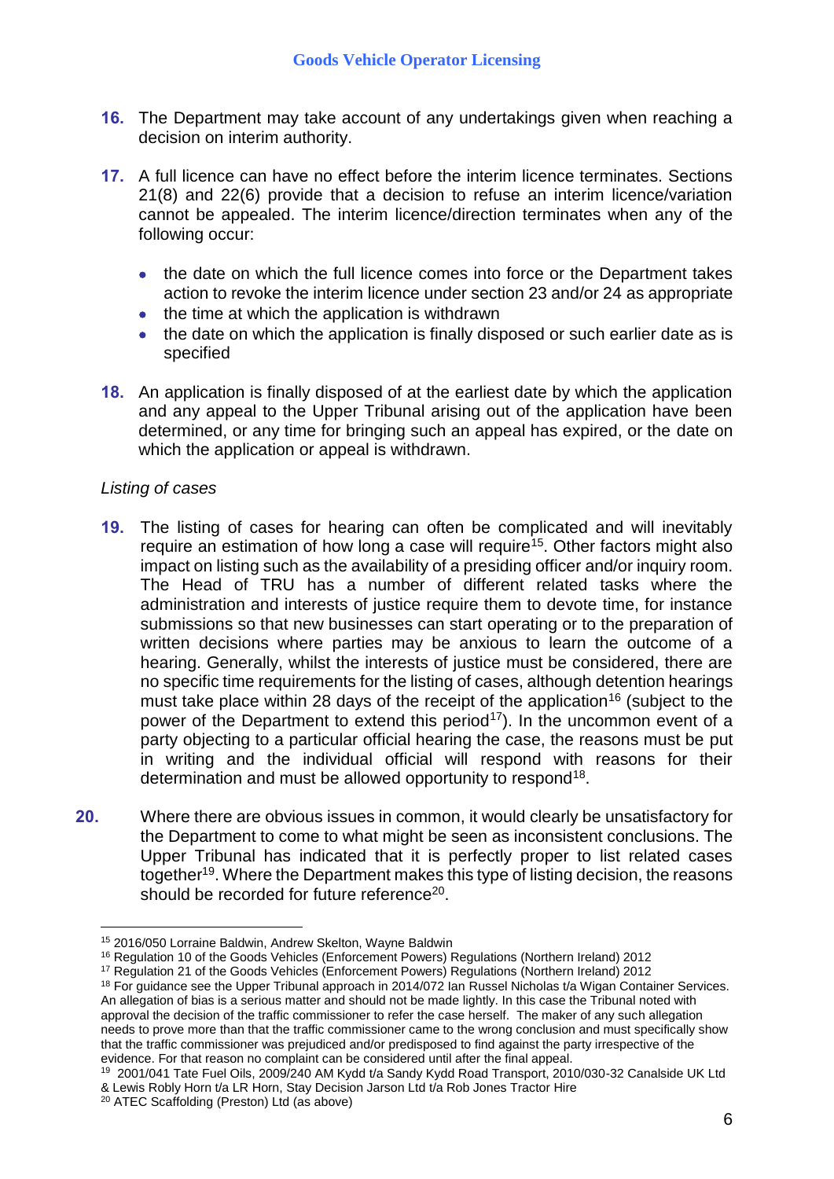16. The Department may take account of any undertakings given when reaching a decision on interim authority.

17. A full licence can have no effect before the interim licence terminates. Sections 21(8) and 22(6) provide that a decision to refuse an interim licence/variation cannot be appealed. The interim licence/direction terminates when any of the following occur:

    - the date on which the full licence comes into force or the Department takes action to revoke the interim licence under section 23 and/or 24 as appropriate
    - the time at which the application is withdrawn
    - the date on which the application is finally disposed or such earlier date as is specified

18. An application is finally disposed of at the earliest date by which the application and any appeal to the Upper Tribunal arising out of the application have been determined, or any time for bringing such an appeal has expired, or the date on which the application or appeal is withdrawn.

*Listing of cases*

19. The listing of cases for hearing can often be complicated and will inevitably require an estimation of how long a case will require[15]. Other factors might also impact on listing such as the availability of a presiding officer and/or inquiry room. The Head of TRU has a number of different related tasks where the administration and interests of justice require them to devote time, for instance submissions so that new businesses can start operating or to the preparation of written decisions where parties may be anxious to learn the outcome of a hearing. Generally, whilst the interests of justice must be considered, there are no specific time requirements for the listing of cases, although detention hearings must take place within 28 days of the receipt of the application[16] (subject to the power of the Department to extend this period[17]). In the uncommon event of a party objecting to a particular official hearing the case, the reasons must be put in writing and the individual official will respond with reasons for their determination and must be allowed opportunity to respond[18].

20. Where there are obvious issues in common, it would clearly be unsatisfactory for the Department to come to what might be seen as inconsistent conclusions. The Upper Tribunal has indicated that it is perfectly proper to list related cases together[19]. Where the Department makes this type of listing decision, the reasons should be recorded for future reference[20].

---

[15] 2016/050 Lorraine Baldwin, Andrew Skelton, Wayne Baldwin

[16] Regulation 10 of the Goods Vehicles (Enforcement Powers) Regulations (Northern Ireland) 2012

[17] Regulation 21 of the Goods Vehicles (Enforcement Powers) Regulations (Northern Ireland) 2012

[18] For guidance see the Upper Tribunal approach in 2014/072 Ian Russel Nicholas t/a Wigan Container Services. An allegation of bias is a serious matter and should not be made lightly. In this case the Tribunal noted with approval the decision of the traffic commissioner to refer the case herself. The maker of any such allegation needs to prove more than that the traffic commissioner came to the wrong conclusion and must specifically show that the traffic commissioner was prejudiced and/or predisposed to find against the party irrespective of the evidence. For that reason no complaint can be considered until after the final appeal.

[19] 2001/041 Tate Fuel Oils, 2009/240 AM Kydd t/a Sandy Kydd Road Transport, 2010/030-32 Canalside UK Ltd & Lewis Robly Horn t/a LR Horn, Stay Decision Jarson Ltd t/a Rob Jones Tractor Hire

[20] ATEC Scaffolding (Preston) Ltd (as above)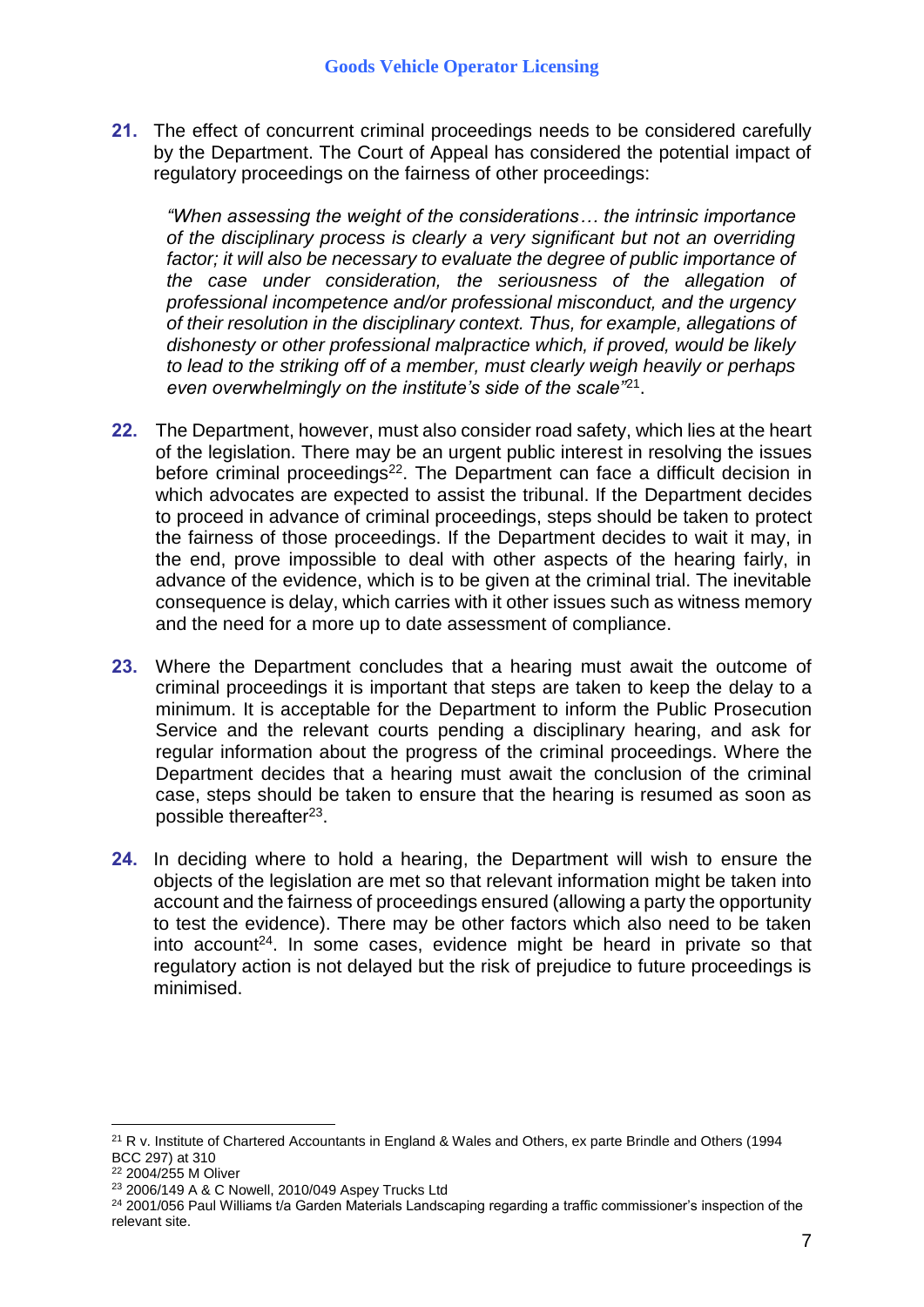21. The effect of concurrent criminal proceedings needs to be considered carefully by the Department. The Court of Appeal has considered the potential impact of regulatory proceedings on the fairness of other proceedings:

> *"When assessing the weight of the considerations… the intrinsic importance of the disciplinary process is clearly a very significant but not an overriding factor; it will also be necessary to evaluate the degree of public importance of the case under consideration, the seriousness of the allegation of professional incompetence and/or professional misconduct, and the urgency of their resolution in the disciplinary context. Thus, for example, allegations of dishonesty or other professional malpractice which, if proved, would be likely to lead to the striking off of a member, must clearly weigh heavily or perhaps even overwhelmingly on the institute's side of the scale"*[21].

22. The Department, however, must also consider road safety, which lies at the heart of the legislation. There may be an urgent public interest in resolving the issues before criminal proceedings[22]. The Department can face a difficult decision in which advocates are expected to assist the tribunal. If the Department decides to proceed in advance of criminal proceedings, steps should be taken to protect the fairness of those proceedings. If the Department decides to wait it may, in the end, prove impossible to deal with other aspects of the hearing fairly, in advance of the evidence, which is to be given at the criminal trial. The inevitable consequence is delay, which carries with it other issues such as witness memory and the need for a more up to date assessment of compliance.

23. Where the Department concludes that a hearing must await the outcome of criminal proceedings it is important that steps are taken to keep the delay to a minimum. It is acceptable for the Department to inform the Public Prosecution Service and the relevant courts pending a disciplinary hearing, and ask for regular information about the progress of the criminal proceedings. Where the Department decides that a hearing must await the conclusion of the criminal case, steps should be taken to ensure that the hearing is resumed as soon as possible thereafter[23].

24. In deciding where to hold a hearing, the Department will wish to ensure the objects of the legislation are met so that relevant information might be taken into account and the fairness of proceedings ensured (allowing a party the opportunity to test the evidence). There may be other factors which also need to be taken into account[24]. In some cases, evidence might be heard in private so that regulatory action is not delayed but the risk of prejudice to future proceedings is minimised.

---

[21] R v. Institute of Chartered Accountants in England & Wales and Others, ex parte Brindle and Others (1994 BCC 297) at 310

[22] 2004/255 M Oliver

[23] 2006/149 A & C Nowell, 2010/049 Aspey Trucks Ltd

[24] 2001/056 Paul Williams t/a Garden Materials Landscaping regarding a traffic commissioner's inspection of the relevant site.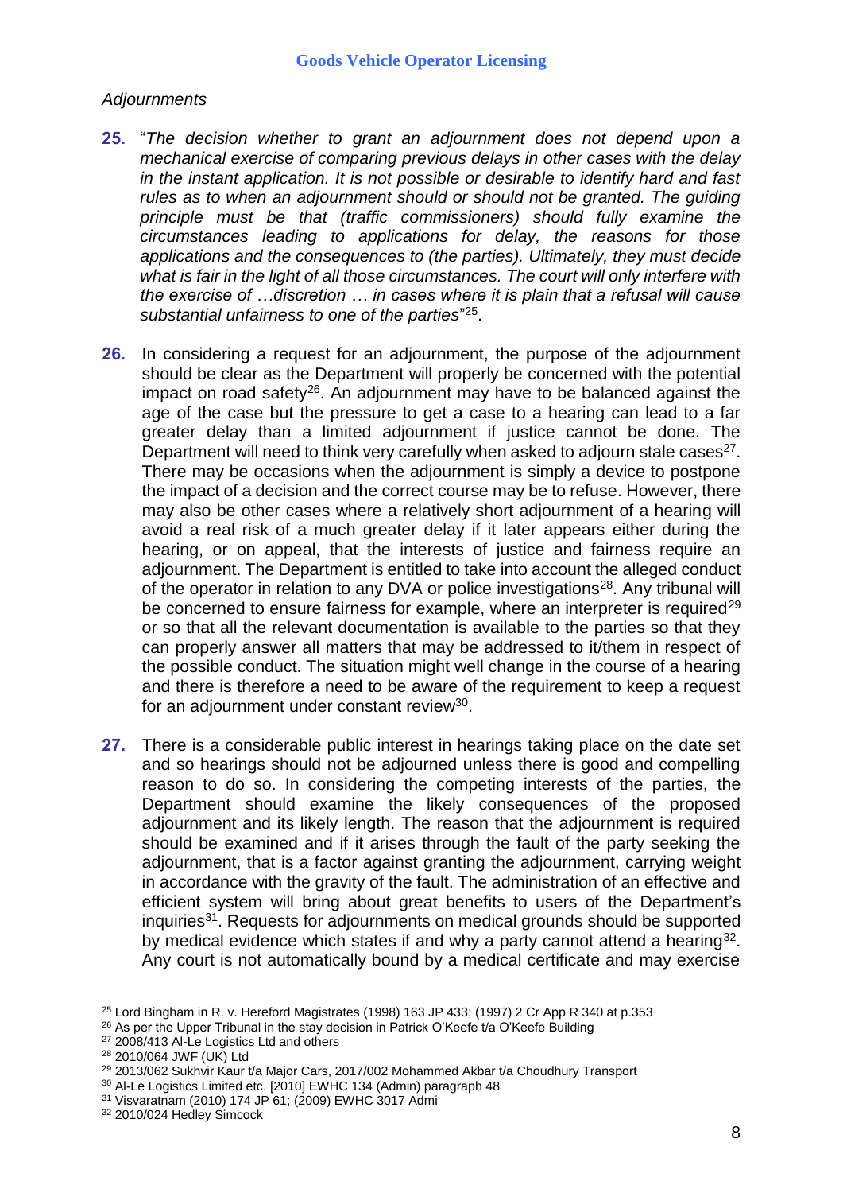*Adjournments*

**25.** "*The decision whether to grant an adjournment does not depend upon a mechanical exercise of comparing previous delays in other cases with the delay in the instant application. It is not possible or desirable to identify hard and fast rules as to when an adjournment should or should not be granted. The guiding principle must be that (traffic commissioners) should fully examine the circumstances leading to applications for delay, the reasons for those applications and the consequences to (the parties). Ultimately, they must decide what is fair in the light of all those circumstances. The court will only interfere with the exercise of …discretion … in cases where it is plain that a refusal will cause substantial unfairness to one of the parties*"[25].

**26.** In considering a request for an adjournment, the purpose of the adjournment should be clear as the Department will properly be concerned with the potential impact on road safety[26]. An adjournment may have to be balanced against the age of the case but the pressure to get a case to a hearing can lead to a far greater delay than a limited adjournment if justice cannot be done. The Department will need to think very carefully when asked to adjourn stale cases[27]. There may be occasions when the adjournment is simply a device to postpone the impact of a decision and the correct course may be to refuse. However, there may also be other cases where a relatively short adjournment of a hearing will avoid a real risk of a much greater delay if it later appears either during the hearing, or on appeal, that the interests of justice and fairness require an adjournment. The Department is entitled to take into account the alleged conduct of the operator in relation to any DVA or police investigations[28]. Any tribunal will be concerned to ensure fairness for example, where an interpreter is required[29] or so that all the relevant documentation is available to the parties so that they can properly answer all matters that may be addressed to it/them in respect of the possible conduct. The situation might well change in the course of a hearing and there is therefore a need to be aware of the requirement to keep a request for an adjournment under constant review[30].

**27.** There is a considerable public interest in hearings taking place on the date set and so hearings should not be adjourned unless there is good and compelling reason to do so. In considering the competing interests of the parties, the Department should examine the likely consequences of the proposed adjournment and its likely length. The reason that the adjournment is required should be examined and if it arises through the fault of the party seeking the adjournment, that is a factor against granting the adjournment, carrying weight in accordance with the gravity of the fault. The administration of an effective and efficient system will bring about great benefits to users of the Department's inquiries[31]. Requests for adjournments on medical grounds should be supported by medical evidence which states if and why a party cannot attend a hearing[32]. Any court is not automatically bound by a medical certificate and may exercise

---

[25] Lord Bingham in R. v. Hereford Magistrates (1998) 163 JP 433; (1997) 2 Cr App R 340 at p.353

[26] As per the Upper Tribunal in the stay decision in Patrick O'Keefe t/a O'Keefe Building

[27] 2008/413 Al-Le Logistics Ltd and others

[28] 2010/064 JWF (UK) Ltd

[29] 2013/062 Sukhvir Kaur t/a Major Cars, 2017/002 Mohammed Akbar t/a Choudhury Transport

[30] Al-Le Logistics Limited etc. [2010] EWHC 134 (Admin) paragraph 48

[31] Visvaratnam (2010) 174 JP 61; (2009) EWHC 3017 Admi

[32] 2010/024 Hedley Simcock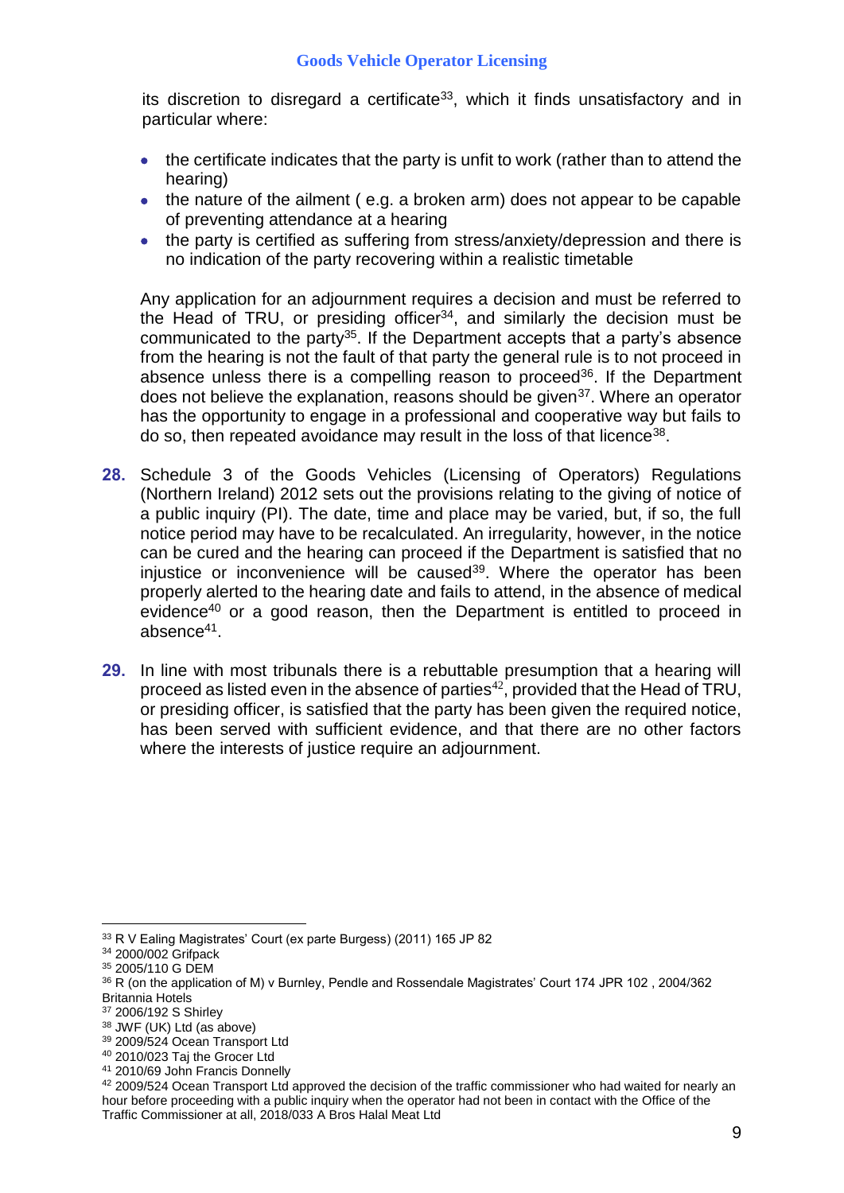its discretion to disregard a certificate[33], which it finds unsatisfactory and in particular where:

- the certificate indicates that the party is unfit to work (rather than to attend the hearing)
- the nature of the ailment ( e.g. a broken arm) does not appear to be capable of preventing attendance at a hearing
- the party is certified as suffering from stress/anxiety/depression and there is no indication of the party recovering within a realistic timetable

Any application for an adjournment requires a decision and must be referred to the Head of TRU, or presiding officer[34], and similarly the decision must be communicated to the party[35]. If the Department accepts that a party's absence from the hearing is not the fault of that party the general rule is to not proceed in absence unless there is a compelling reason to proceed[36]. If the Department does not believe the explanation, reasons should be given[37]. Where an operator has the opportunity to engage in a professional and cooperative way but fails to do so, then repeated avoidance may result in the loss of that licence[38].

**28.** Schedule 3 of the Goods Vehicles (Licensing of Operators) Regulations (Northern Ireland) 2012 sets out the provisions relating to the giving of notice of a public inquiry (PI). The date, time and place may be varied, but, if so, the full notice period may have to be recalculated. An irregularity, however, in the notice can be cured and the hearing can proceed if the Department is satisfied that no injustice or inconvenience will be caused[39]. Where the operator has been properly alerted to the hearing date and fails to attend, in the absence of medical evidence[40] or a good reason, then the Department is entitled to proceed in absence[41].

**29.** In line with most tribunals there is a rebuttable presumption that a hearing will proceed as listed even in the absence of parties[42], provided that the Head of TRU, or presiding officer, is satisfied that the party has been given the required notice, has been served with sufficient evidence, and that there are no other factors where the interests of justice require an adjournment.

---

[33] R V Ealing Magistrates' Court (ex parte Burgess) (2011) 165 JP 82

[34] 2000/002 Grifpack

[35] 2005/110 G DEM

[36] R (on the application of M) v Burnley, Pendle and Rossendale Magistrates' Court 174 JPR 102 , 2004/362 Britannia Hotels

[37] 2006/192 S Shirley

[38] JWF (UK) Ltd (as above)

[39] 2009/524 Ocean Transport Ltd

[40] 2010/023 Taj the Grocer Ltd

[41] 2010/69 John Francis Donnelly

[42] 2009/524 Ocean Transport Ltd approved the decision of the traffic commissioner who had waited for nearly an hour before proceeding with a public inquiry when the operator had not been in contact with the Office of the Traffic Commissioner at all, 2018/033 A Bros Halal Meat Ltd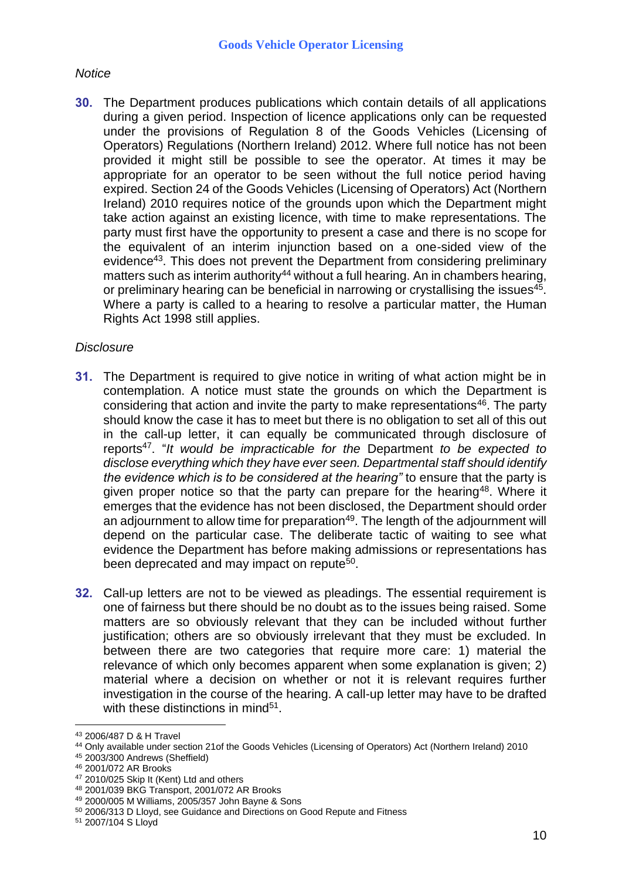*Notice*

**30.** The Department produces publications which contain details of all applications during a given period. Inspection of licence applications only can be requested under the provisions of Regulation 8 of the Goods Vehicles (Licensing of Operators) Regulations (Northern Ireland) 2012. Where full notice has not been provided it might still be possible to see the operator. At times it may be appropriate for an operator to be seen without the full notice period having expired. Section 24 of the Goods Vehicles (Licensing of Operators) Act (Northern Ireland) 2010 requires notice of the grounds upon which the Department might take action against an existing licence, with time to make representations. The party must first have the opportunity to present a case and there is no scope for the equivalent of an interim injunction based on a one-sided view of the evidence[43]. This does not prevent the Department from considering preliminary matters such as interim authority[44] without a full hearing. An in chambers hearing, or preliminary hearing can be beneficial in narrowing or crystallising the issues[45]. Where a party is called to a hearing to resolve a particular matter, the Human Rights Act 1998 still applies.

*Disclosure*

**31.** The Department is required to give notice in writing of what action might be in contemplation. A notice must state the grounds on which the Department is considering that action and invite the party to make representations[46]. The party should know the case it has to meet but there is no obligation to set all of this out in the call-up letter, it can equally be communicated through disclosure of reports[47]. "*It would be impracticable for the* Department *to be expected to disclose everything which they have ever seen. Departmental staff should identify the evidence which is to be considered at the hearing"* to ensure that the party is given proper notice so that the party can prepare for the hearing[48]. Where it emerges that the evidence has not been disclosed, the Department should order an adjournment to allow time for preparation[49]. The length of the adjournment will depend on the particular case. The deliberate tactic of waiting to see what evidence the Department has before making admissions or representations has been deprecated and may impact on repute[50].

**32.** Call-up letters are not to be viewed as pleadings. The essential requirement is one of fairness but there should be no doubt as to the issues being raised. Some matters are so obviously relevant that they can be included without further justification; others are so obviously irrelevant that they must be excluded. In between there are two categories that require more care: 1) material the relevance of which only becomes apparent when some explanation is given; 2) material where a decision on whether or not it is relevant requires further investigation in the course of the hearing. A call-up letter may have to be drafted with these distinctions in mind[51].

---

[43] 2006/487 D & H Travel
[44] Only available under section 21of the Goods Vehicles (Licensing of Operators) Act (Northern Ireland) 2010
[45] 2003/300 Andrews (Sheffield)
[46] 2001/072 AR Brooks
[47] 2010/025 Skip It (Kent) Ltd and others
[48] 2001/039 BKG Transport, 2001/072 AR Brooks
[49] 2000/005 M Williams, 2005/357 John Bayne & Sons
[50] 2006/313 D Lloyd, see Guidance and Directions on Good Repute and Fitness
[51] 2007/104 S Lloyd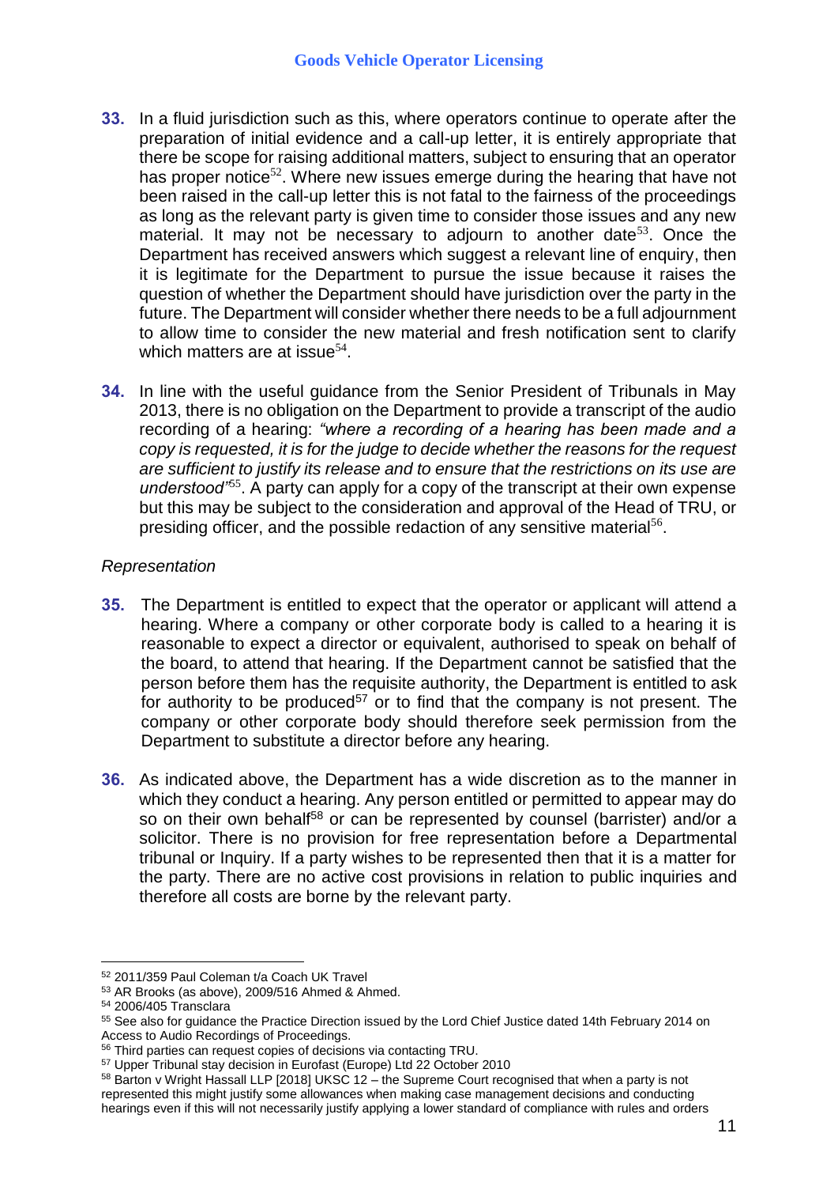**33.** In a fluid jurisdiction such as this, where operators continue to operate after the preparation of initial evidence and a call-up letter, it is entirely appropriate that there be scope for raising additional matters, subject to ensuring that an operator has proper notice[52]. Where new issues emerge during the hearing that have not been raised in the call-up letter this is not fatal to the fairness of the proceedings as long as the relevant party is given time to consider those issues and any new material. It may not be necessary to adjourn to another date[53]. Once the Department has received answers which suggest a relevant line of enquiry, then it is legitimate for the Department to pursue the issue because it raises the question of whether the Department should have jurisdiction over the party in the future. The Department will consider whether there needs to be a full adjournment to allow time to consider the new material and fresh notification sent to clarify which matters are at issue[54].

**34.** In line with the useful guidance from the Senior President of Tribunals in May 2013, there is no obligation on the Department to provide a transcript of the audio recording of a hearing: *"where a recording of a hearing has been made and a copy is requested, it is for the judge to decide whether the reasons for the request are sufficient to justify its release and to ensure that the restrictions on its use are understood"*[55]. A party can apply for a copy of the transcript at their own expense but this may be subject to the consideration and approval of the Head of TRU, or presiding officer, and the possible redaction of any sensitive material[56].

*Representation*

**35.** The Department is entitled to expect that the operator or applicant will attend a hearing. Where a company or other corporate body is called to a hearing it is reasonable to expect a director or equivalent, authorised to speak on behalf of the board, to attend that hearing. If the Department cannot be satisfied that the person before them has the requisite authority, the Department is entitled to ask for authority to be produced[57] or to find that the company is not present. The company or other corporate body should therefore seek permission from the Department to substitute a director before any hearing.

**36.** As indicated above, the Department has a wide discretion as to the manner in which they conduct a hearing. Any person entitled or permitted to appear may do so on their own behalf[58] or can be represented by counsel (barrister) and/or a solicitor. There is no provision for free representation before a Departmental tribunal or Inquiry. If a party wishes to be represented then that it is a matter for the party. There are no active cost provisions in relation to public inquiries and therefore all costs are borne by the relevant party.

---

[52] 2011/359 Paul Coleman t/a Coach UK Travel

[53] AR Brooks (as above), 2009/516 Ahmed & Ahmed.

[54] 2006/405 Transclara

[55] See also for guidance the Practice Direction issued by the Lord Chief Justice dated 14th February 2014 on Access to Audio Recordings of Proceedings.

[56] Third parties can request copies of decisions via contacting TRU.

[57] Upper Tribunal stay decision in Eurofast (Europe) Ltd 22 October 2010

[58] Barton v Wright Hassall LLP [2018] UKSC 12 – the Supreme Court recognised that when a party is not represented this might justify some allowances when making case management decisions and conducting hearings even if this will not necessarily justify applying a lower standard of compliance with rules and orders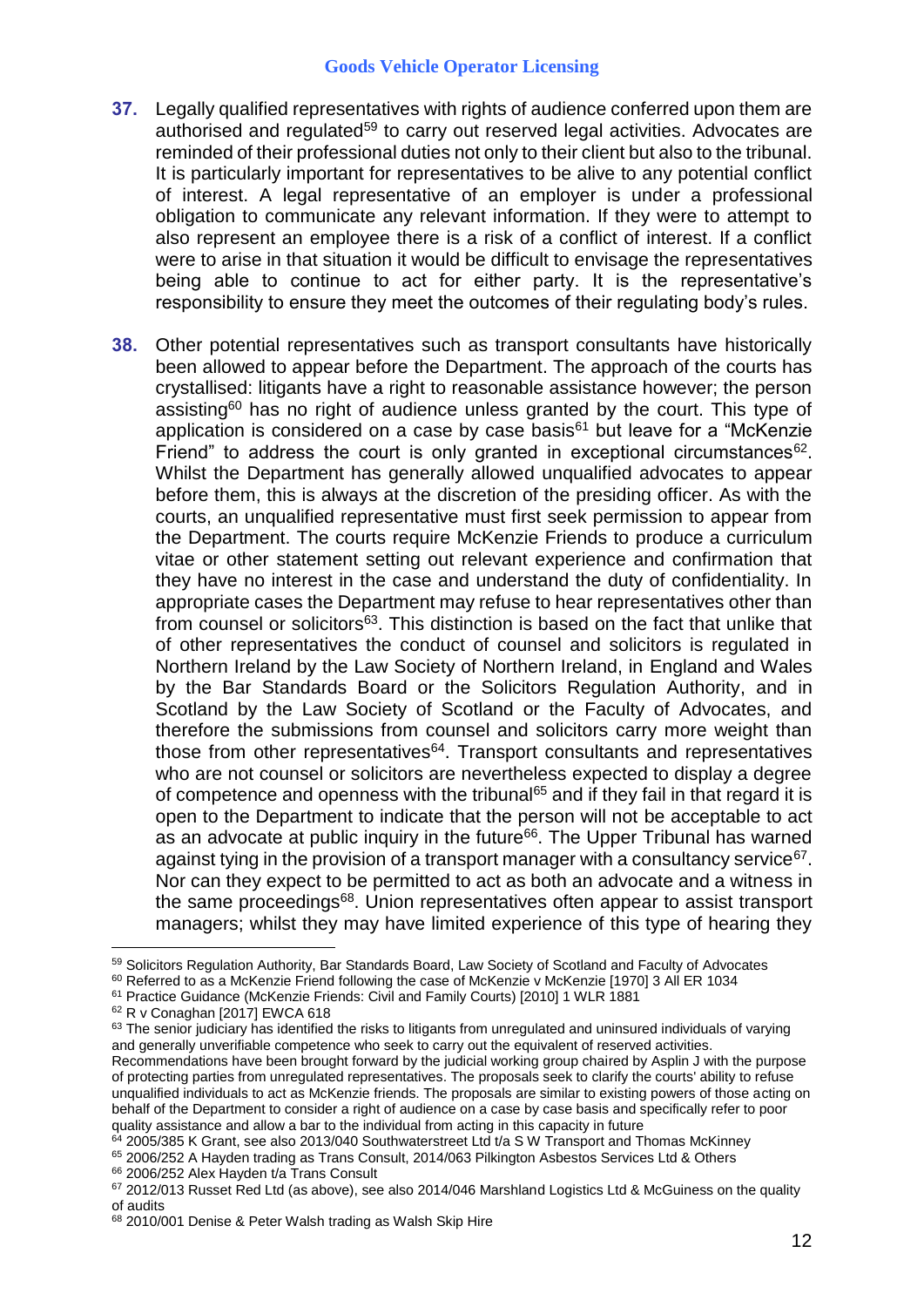**37.** Legally qualified representatives with rights of audience conferred upon them are authorised and regulated[59] to carry out reserved legal activities. Advocates are reminded of their professional duties not only to their client but also to the tribunal. It is particularly important for representatives to be alive to any potential conflict of interest. A legal representative of an employer is under a professional obligation to communicate any relevant information. If they were to attempt to also represent an employee there is a risk of a conflict of interest. If a conflict were to arise in that situation it would be difficult to envisage the representatives being able to continue to act for either party. It is the representative's responsibility to ensure they meet the outcomes of their regulating body's rules.

**38.** Other potential representatives such as transport consultants have historically been allowed to appear before the Department. The approach of the courts has crystallised: litigants have a right to reasonable assistance however; the person assisting[60] has no right of audience unless granted by the court. This type of application is considered on a case by case basis[61] but leave for a "McKenzie Friend" to address the court is only granted in exceptional circumstances[62]. Whilst the Department has generally allowed unqualified advocates to appear before them, this is always at the discretion of the presiding officer. As with the courts, an unqualified representative must first seek permission to appear from the Department. The courts require McKenzie Friends to produce a curriculum vitae or other statement setting out relevant experience and confirmation that they have no interest in the case and understand the duty of confidentiality. In appropriate cases the Department may refuse to hear representatives other than from counsel or solicitors[63]. This distinction is based on the fact that unlike that of other representatives the conduct of counsel and solicitors is regulated in Northern Ireland by the Law Society of Northern Ireland, in England and Wales by the Bar Standards Board or the Solicitors Regulation Authority, and in Scotland by the Law Society of Scotland or the Faculty of Advocates, and therefore the submissions from counsel and solicitors carry more weight than those from other representatives[64]. Transport consultants and representatives who are not counsel or solicitors are nevertheless expected to display a degree of competence and openness with the tribunal[65] and if they fail in that regard it is open to the Department to indicate that the person will not be acceptable to act as an advocate at public inquiry in the future[66]. The Upper Tribunal has warned against tying in the provision of a transport manager with a consultancy service[67]. Nor can they expect to be permitted to act as both an advocate and a witness in the same proceedings[68]. Union representatives often appear to assist transport managers; whilst they may have limited experience of this type of hearing they

---

[59] Solicitors Regulation Authority, Bar Standards Board, Law Society of Scotland and Faculty of Advocates

[60] Referred to as a McKenzie Friend following the case of McKenzie v McKenzie [1970] 3 All ER 1034

[61] Practice Guidance (McKenzie Friends: Civil and Family Courts) [2010] 1 WLR 1881

[62] R v Conaghan [2017] EWCA 618

[63] The senior judiciary has identified the risks to litigants from unregulated and uninsured individuals of varying and generally unverifiable competence who seek to carry out the equivalent of reserved activities. Recommendations have been brought forward by the judicial working group chaired by Asplin J with the purpose of protecting parties from unregulated representatives. The proposals seek to clarify the courts' ability to refuse unqualified individuals to act as McKenzie friends. The proposals are similar to existing powers of those acting on behalf of the Department to consider a right of audience on a case by case basis and specifically refer to poor quality assistance and allow a bar to the individual from acting in this capacity in future

[64] 2005/385 K Grant, see also 2013/040 Southwaterstreet Ltd t/a S W Transport and Thomas McKinney

[65] 2006/252 A Hayden trading as Trans Consult, 2014/063 Pilkington Asbestos Services Ltd & Others

[66] 2006/252 Alex Hayden t/a Trans Consult

[67] 2012/013 Russet Red Ltd (as above), see also 2014/046 Marshland Logistics Ltd & McGuiness on the quality of audits

[68] 2010/001 Denise & Peter Walsh trading as Walsh Skip Hire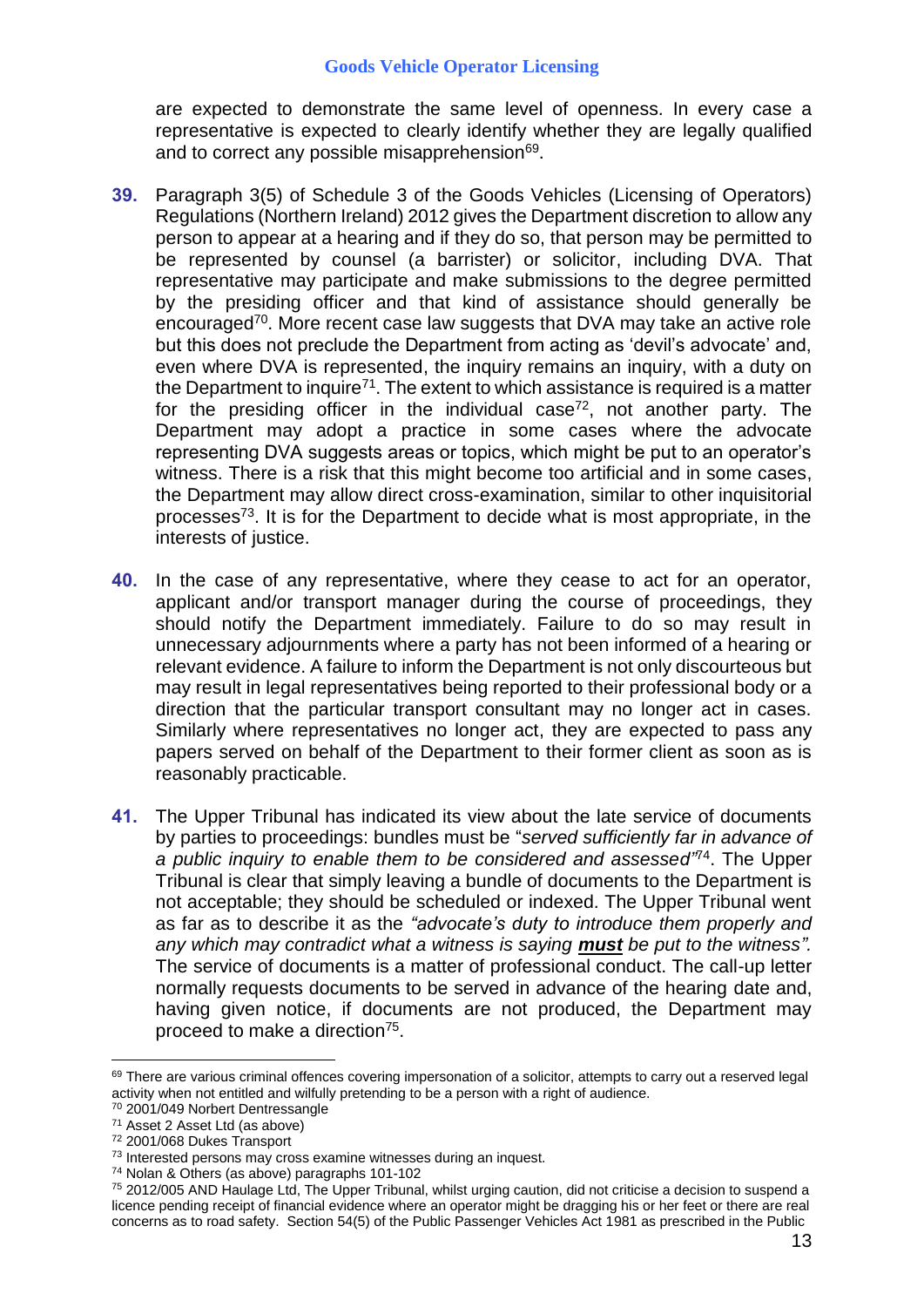are expected to demonstrate the same level of openness. In every case a representative is expected to clearly identify whether they are legally qualified and to correct any possible misapprehension[69].

**39.** Paragraph 3(5) of Schedule 3 of the Goods Vehicles (Licensing of Operators) Regulations (Northern Ireland) 2012 gives the Department discretion to allow any person to appear at a hearing and if they do so, that person may be permitted to be represented by counsel (a barrister) or solicitor, including DVA. That representative may participate and make submissions to the degree permitted by the presiding officer and that kind of assistance should generally be encouraged[70]. More recent case law suggests that DVA may take an active role but this does not preclude the Department from acting as 'devil's advocate' and, even where DVA is represented, the inquiry remains an inquiry, with a duty on the Department to inquire[71]. The extent to which assistance is required is a matter for the presiding officer in the individual case[72], not another party. The Department may adopt a practice in some cases where the advocate representing DVA suggests areas or topics, which might be put to an operator's witness. There is a risk that this might become too artificial and in some cases, the Department may allow direct cross-examination, similar to other inquisitorial processes[73]. It is for the Department to decide what is most appropriate, in the interests of justice.

**40.** In the case of any representative, where they cease to act for an operator, applicant and/or transport manager during the course of proceedings, they should notify the Department immediately. Failure to do so may result in unnecessary adjournments where a party has not been informed of a hearing or relevant evidence. A failure to inform the Department is not only discourteous but may result in legal representatives being reported to their professional body or a direction that the particular transport consultant may no longer act in cases. Similarly where representatives no longer act, they are expected to pass any papers served on behalf of the Department to their former client as soon as is reasonably practicable.

**41.** The Upper Tribunal has indicated its view about the late service of documents by parties to proceedings: bundles must be "*served sufficiently far in advance of a public inquiry to enable them to be considered and assessed"*[74]. The Upper Tribunal is clear that simply leaving a bundle of documents to the Department is not acceptable; they should be scheduled or indexed. The Upper Tribunal went as far as to describe it as the *"advocate's duty to introduce them properly and any which may contradict what a witness is saying **must** be put to the witness".* The service of documents is a matter of professional conduct. The call-up letter normally requests documents to be served in advance of the hearing date and, having given notice, if documents are not produced, the Department may proceed to make a direction[75].

---

[69] There are various criminal offences covering impersonation of a solicitor, attempts to carry out a reserved legal activity when not entitled and wilfully pretending to be a person with a right of audience.

[70] 2001/049 Norbert Dentressangle

[71] Asset 2 Asset Ltd (as above)

[72] 2001/068 Dukes Transport

[73] Interested persons may cross examine witnesses during an inquest.

[74] Nolan & Others (as above) paragraphs 101-102

[75] 2012/005 AND Haulage Ltd, The Upper Tribunal, whilst urging caution, did not criticise a decision to suspend a licence pending receipt of financial evidence where an operator might be dragging his or her feet or there are real concerns as to road safety. Section 54(5) of the Public Passenger Vehicles Act 1981 as prescribed in the Public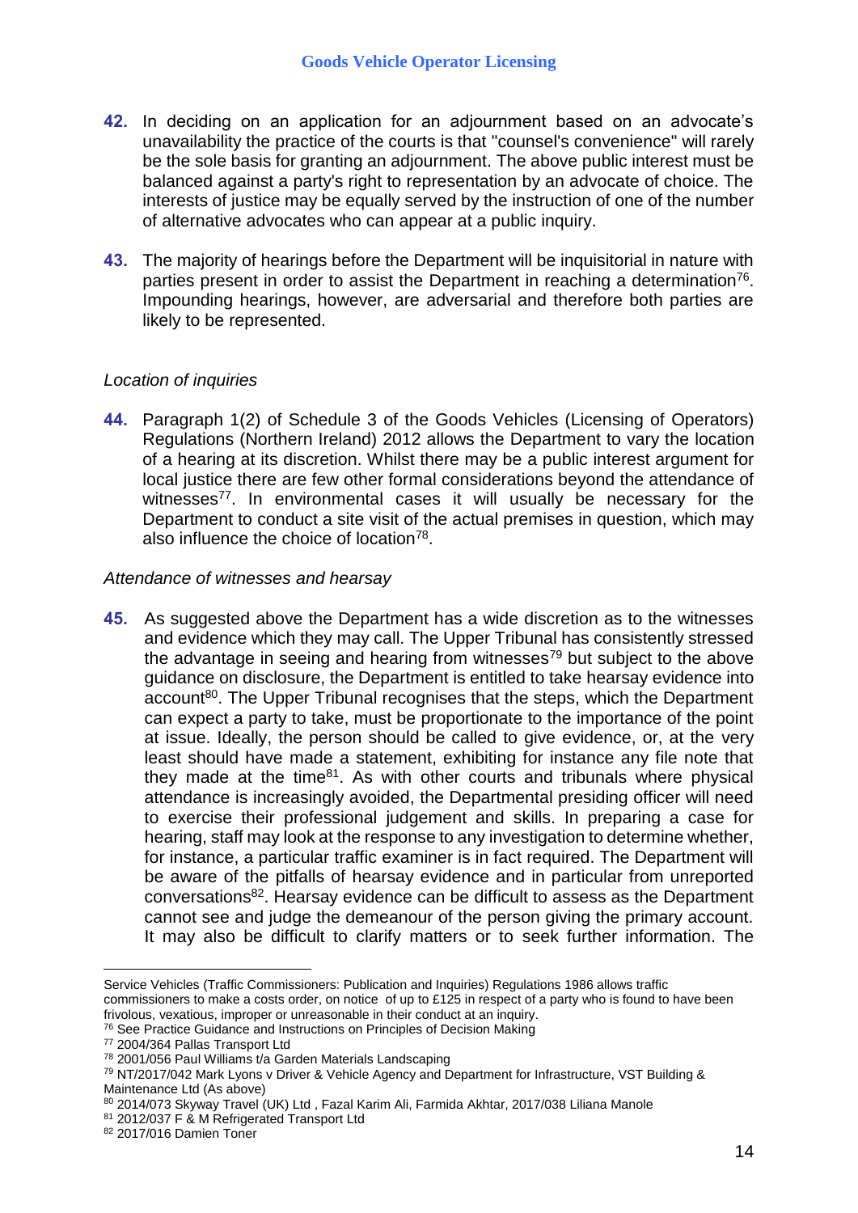42. In deciding on an application for an adjournment based on an advocate's unavailability the practice of the courts is that "counsel's convenience" will rarely be the sole basis for granting an adjournment. The above public interest must be balanced against a party's right to representation by an advocate of choice. The interests of justice may be equally served by the instruction of one of the number of alternative advocates who can appear at a public inquiry.

43. The majority of hearings before the Department will be inquisitorial in nature with parties present in order to assist the Department in reaching a determination[76]. Impounding hearings, however, are adversarial and therefore both parties are likely to be represented.

*Location of inquiries*

44. Paragraph 1(2) of Schedule 3 of the Goods Vehicles (Licensing of Operators) Regulations (Northern Ireland) 2012 allows the Department to vary the location of a hearing at its discretion. Whilst there may be a public interest argument for local justice there are few other formal considerations beyond the attendance of witnesses[77]. In environmental cases it will usually be necessary for the Department to conduct a site visit of the actual premises in question, which may also influence the choice of location[78].

*Attendance of witnesses and hearsay*

45. As suggested above the Department has a wide discretion as to the witnesses and evidence which they may call. The Upper Tribunal has consistently stressed the advantage in seeing and hearing from witnesses[79] but subject to the above guidance on disclosure, the Department is entitled to take hearsay evidence into account[80]. The Upper Tribunal recognises that the steps, which the Department can expect a party to take, must be proportionate to the importance of the point at issue. Ideally, the person should be called to give evidence, or, at the very least should have made a statement, exhibiting for instance any file note that they made at the time[81]. As with other courts and tribunals where physical attendance is increasingly avoided, the Departmental presiding officer will need to exercise their professional judgement and skills. In preparing a case for hearing, staff may look at the response to any investigation to determine whether, for instance, a particular traffic examiner is in fact required. The Department will be aware of the pitfalls of hearsay evidence and in particular from unreported conversations[82]. Hearsay evidence can be difficult to assess as the Department cannot see and judge the demeanour of the person giving the primary account. It may also be difficult to clarify matters or to seek further information. The

---

Service Vehicles (Traffic Commissioners: Publication and Inquiries) Regulations 1986 allows traffic commissioners to make a costs order, on notice of up to £125 in respect of a party who is found to have been frivolous, vexatious, improper or unreasonable in their conduct at an inquiry.

[76] See Practice Guidance and Instructions on Principles of Decision Making

[77] 2004/364 Pallas Transport Ltd

[78] 2001/056 Paul Williams t/a Garden Materials Landscaping

[79] NT/2017/042 Mark Lyons v Driver & Vehicle Agency and Department for Infrastructure, VST Building & Maintenance Ltd (As above)

[80] 2014/073 Skyway Travel (UK) Ltd , Fazal Karim Ali, Farmida Akhtar, 2017/038 Liliana Manole

[81] 2012/037 F & M Refrigerated Transport Ltd

[82] 2017/016 Damien Toner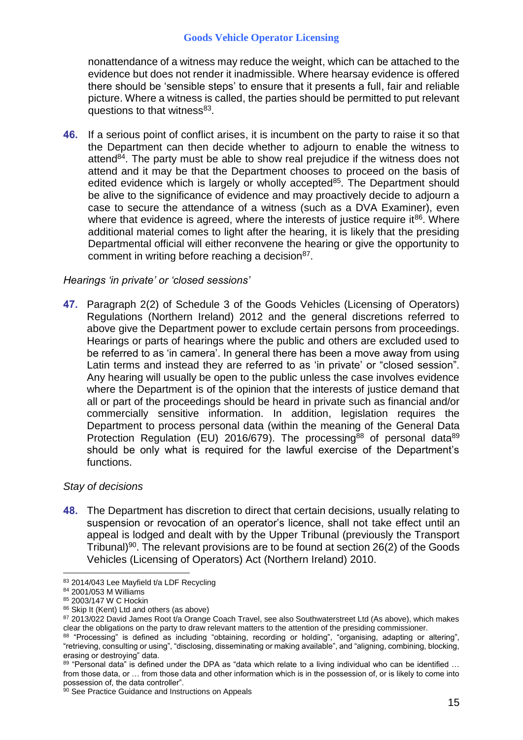nonattendance of a witness may reduce the weight, which can be attached to the evidence but does not render it inadmissible. Where hearsay evidence is offered there should be 'sensible steps' to ensure that it presents a full, fair and reliable picture. Where a witness is called, the parties should be permitted to put relevant questions to that witness[83].

**46.** If a serious point of conflict arises, it is incumbent on the party to raise it so that the Department can then decide whether to adjourn to enable the witness to attend[84]. The party must be able to show real prejudice if the witness does not attend and it may be that the Department chooses to proceed on the basis of edited evidence which is largely or wholly accepted[85]. The Department should be alive to the significance of evidence and may proactively decide to adjourn a case to secure the attendance of a witness (such as a DVA Examiner), even where that evidence is agreed, where the interests of justice require it[86]. Where additional material comes to light after the hearing, it is likely that the presiding Departmental official will either reconvene the hearing or give the opportunity to comment in writing before reaching a decision[87].

*Hearings 'in private' or 'closed sessions'*

**47.** Paragraph 2(2) of Schedule 3 of the Goods Vehicles (Licensing of Operators) Regulations (Northern Ireland) 2012 and the general discretions referred to above give the Department power to exclude certain persons from proceedings. Hearings or parts of hearings where the public and others are excluded used to be referred to as 'in camera'. In general there has been a move away from using Latin terms and instead they are referred to as 'in private' or "closed session". Any hearing will usually be open to the public unless the case involves evidence where the Department is of the opinion that the interests of justice demand that all or part of the proceedings should be heard in private such as financial and/or commercially sensitive information. In addition, legislation requires the Department to process personal data (within the meaning of the General Data Protection Regulation (EU) 2016/679). The processing[88] of personal data[89] should be only what is required for the lawful exercise of the Department's functions.

*Stay of decisions*

**48.** The Department has discretion to direct that certain decisions, usually relating to suspension or revocation of an operator's licence, shall not take effect until an appeal is lodged and dealt with by the Upper Tribunal (previously the Transport Tribunal)[90]. The relevant provisions are to be found at section 26(2) of the Goods Vehicles (Licensing of Operators) Act (Northern Ireland) 2010.

---

[83] 2014/043 Lee Mayfield t/a LDF Recycling
[84] 2001/053 M Williams
[85] 2003/147 W C Hockin
[86] Skip It (Kent) Ltd and others (as above)
[87] 2013/022 David James Root t/a Orange Coach Travel, see also Southwaterstreet Ltd (As above), which makes clear the obligations on the party to draw relevant matters to the attention of the presiding commissioner.
[88] "Processing" is defined as including "obtaining, recording or holding", "organising, adapting or altering", "retrieving, consulting or using", "disclosing, disseminating or making available", and "aligning, combining, blocking, erasing or destroying" data.
[89] "Personal data" is defined under the DPA as "data which relate to a living individual who can be identified … from those data, or … from those data and other information which is in the possession of, or is likely to come into possession of, the data controller".
[90] See Practice Guidance and Instructions on Appeals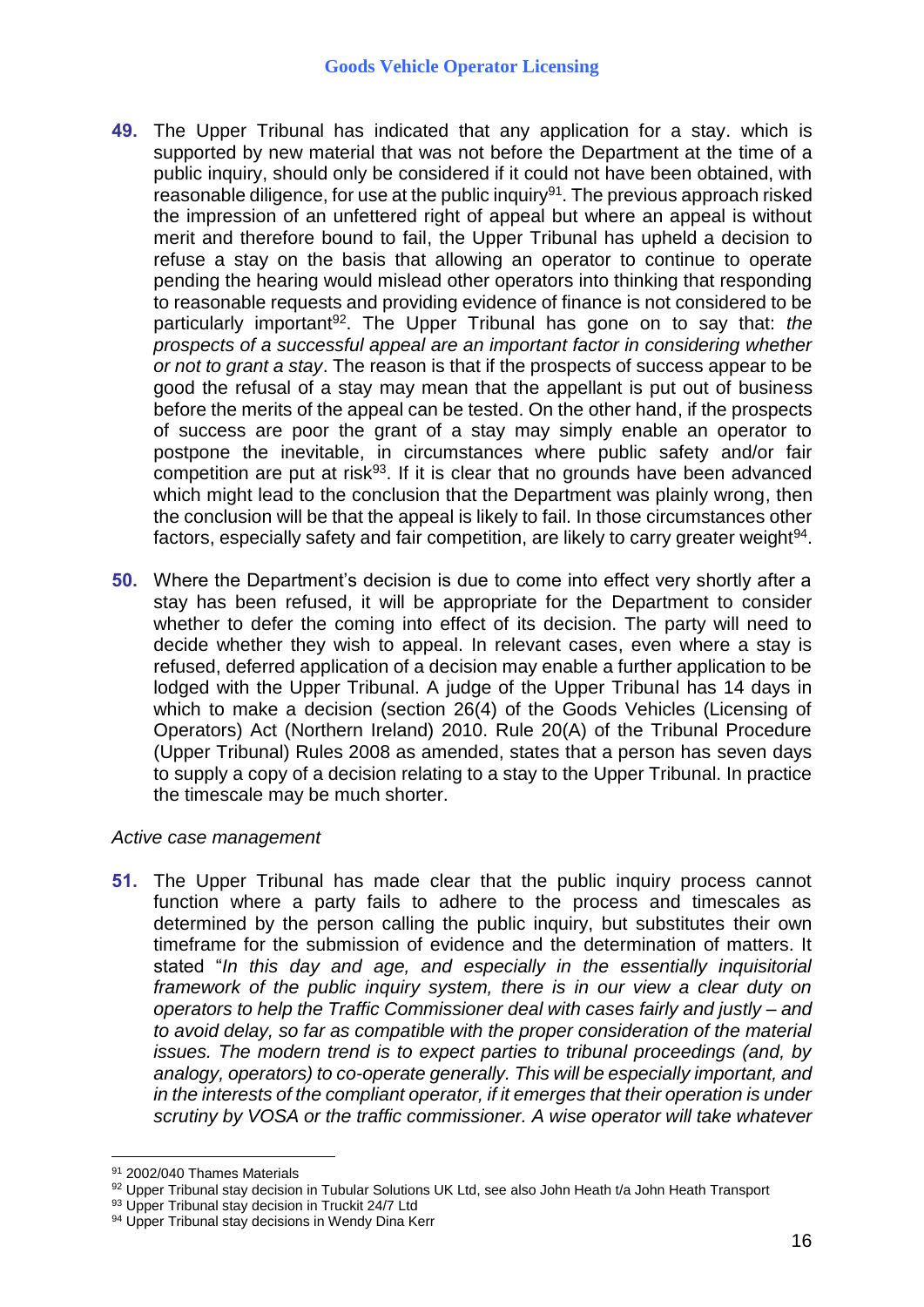49. The Upper Tribunal has indicated that any application for a stay. which is supported by new material that was not before the Department at the time of a public inquiry, should only be considered if it could not have been obtained, with reasonable diligence, for use at the public inquiry[91]. The previous approach risked the impression of an unfettered right of appeal but where an appeal is without merit and therefore bound to fail, the Upper Tribunal has upheld a decision to refuse a stay on the basis that allowing an operator to continue to operate pending the hearing would mislead other operators into thinking that responding to reasonable requests and providing evidence of finance is not considered to be particularly important[92]. The Upper Tribunal has gone on to say that: *the prospects of a successful appeal are an important factor in considering whether or not to grant a stay*. The reason is that if the prospects of success appear to be good the refusal of a stay may mean that the appellant is put out of business before the merits of the appeal can be tested. On the other hand, if the prospects of success are poor the grant of a stay may simply enable an operator to postpone the inevitable, in circumstances where public safety and/or fair competition are put at risk[93]. If it is clear that no grounds have been advanced which might lead to the conclusion that the Department was plainly wrong, then the conclusion will be that the appeal is likely to fail. In those circumstances other factors, especially safety and fair competition, are likely to carry greater weight[94].

50. Where the Department's decision is due to come into effect very shortly after a stay has been refused, it will be appropriate for the Department to consider whether to defer the coming into effect of its decision. The party will need to decide whether they wish to appeal. In relevant cases, even where a stay is refused, deferred application of a decision may enable a further application to be lodged with the Upper Tribunal. A judge of the Upper Tribunal has 14 days in which to make a decision (section 26(4) of the Goods Vehicles (Licensing of Operators) Act (Northern Ireland) 2010. Rule 20(A) of the Tribunal Procedure (Upper Tribunal) Rules 2008 as amended, states that a person has seven days to supply a copy of a decision relating to a stay to the Upper Tribunal. In practice the timescale may be much shorter.

*Active case management*

51. The Upper Tribunal has made clear that the public inquiry process cannot function where a party fails to adhere to the process and timescales as determined by the person calling the public inquiry, but substitutes their own timeframe for the submission of evidence and the determination of matters. It stated "*In this day and age, and especially in the essentially inquisitorial framework of the public inquiry system, there is in our view a clear duty on operators to help the Traffic Commissioner deal with cases fairly and justly – and to avoid delay, so far as compatible with the proper consideration of the material issues. The modern trend is to expect parties to tribunal proceedings (and, by analogy, operators) to co-operate generally. This will be especially important, and in the interests of the compliant operator, if it emerges that their operation is under scrutiny by VOSA or the traffic commissioner. A wise operator will take whatever*

---

[91] 2002/040 Thames Materials

[92] Upper Tribunal stay decision in Tubular Solutions UK Ltd, see also John Heath t/a John Heath Transport

[93] Upper Tribunal stay decision in Truckit 24/7 Ltd

[94] Upper Tribunal stay decisions in Wendy Dina Kerr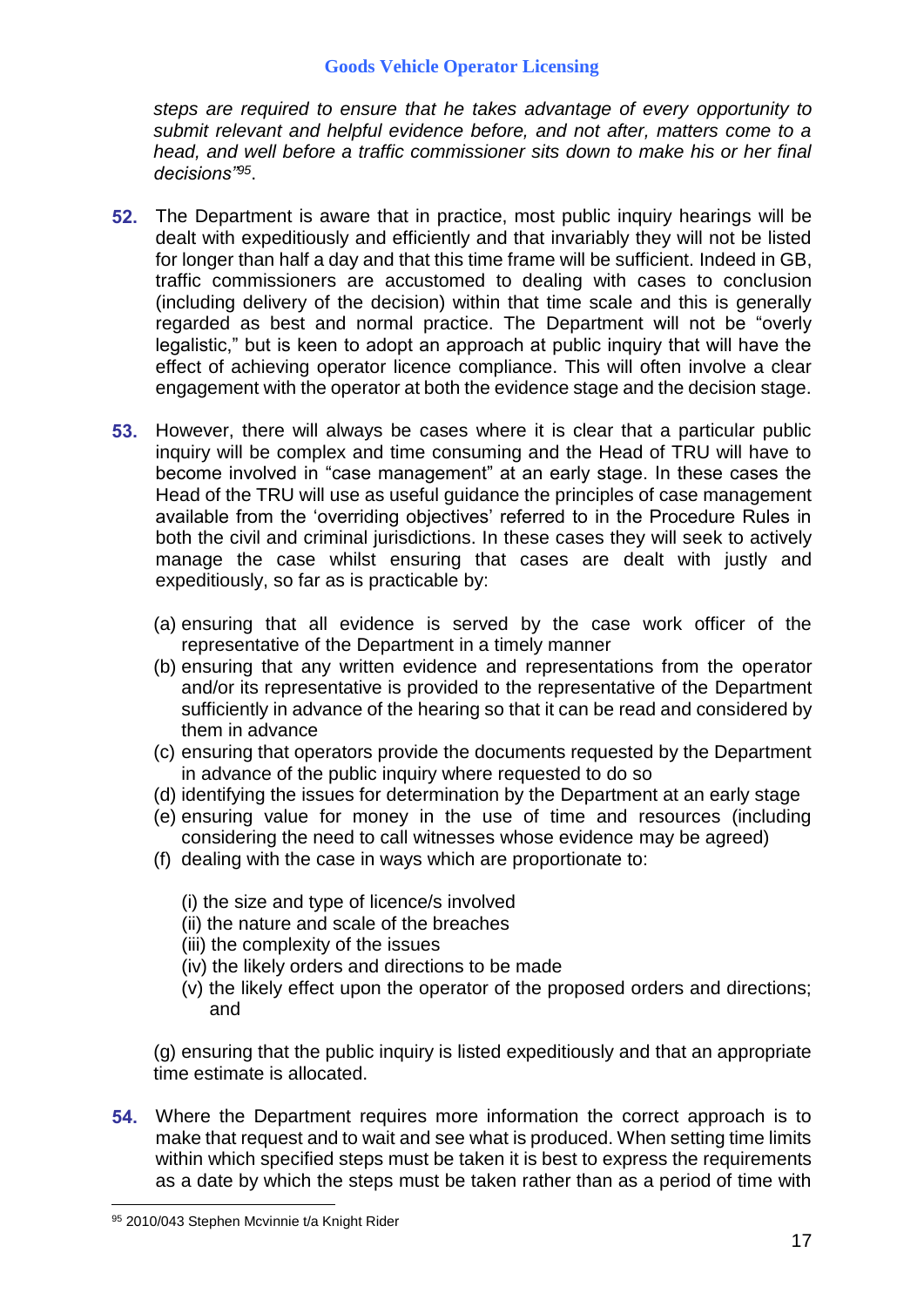*steps are required to ensure that he takes advantage of every opportunity to submit relevant and helpful evidence before, and not after, matters come to a head, and well before a traffic commissioner sits down to make his or her final decisions"*[95].

**52.** The Department is aware that in practice, most public inquiry hearings will be dealt with expeditiously and efficiently and that invariably they will not be listed for longer than half a day and that this time frame will be sufficient. Indeed in GB, traffic commissioners are accustomed to dealing with cases to conclusion (including delivery of the decision) within that time scale and this is generally regarded as best and normal practice. The Department will not be "overly legalistic," but is keen to adopt an approach at public inquiry that will have the effect of achieving operator licence compliance. This will often involve a clear engagement with the operator at both the evidence stage and the decision stage.

**53.** However, there will always be cases where it is clear that a particular public inquiry will be complex and time consuming and the Head of TRU will have to become involved in "case management" at an early stage. In these cases the Head of the TRU will use as useful guidance the principles of case management available from the 'overriding objectives' referred to in the Procedure Rules in both the civil and criminal jurisdictions. In these cases they will seek to actively manage the case whilst ensuring that cases are dealt with justly and expeditiously, so far as is practicable by:

(a) ensuring that all evidence is served by the case work officer of the representative of the Department in a timely manner
(b) ensuring that any written evidence and representations from the operator and/or its representative is provided to the representative of the Department sufficiently in advance of the hearing so that it can be read and considered by them in advance
(c) ensuring that operators provide the documents requested by the Department in advance of the public inquiry where requested to do so
(d) identifying the issues for determination by the Department at an early stage
(e) ensuring value for money in the use of time and resources (including considering the need to call witnesses whose evidence may be agreed)
(f) dealing with the case in ways which are proportionate to:

(i) the size and type of licence/s involved
(ii) the nature and scale of the breaches
(iii) the complexity of the issues
(iv) the likely orders and directions to be made
(v) the likely effect upon the operator of the proposed orders and directions; and

(g) ensuring that the public inquiry is listed expeditiously and that an appropriate time estimate is allocated.

**54.** Where the Department requires more information the correct approach is to make that request and to wait and see what is produced. When setting time limits within which specified steps must be taken it is best to express the requirements as a date by which the steps must be taken rather than as a period of time with

[95] 2010/043 Stephen Mcvinnie t/a Knight Rider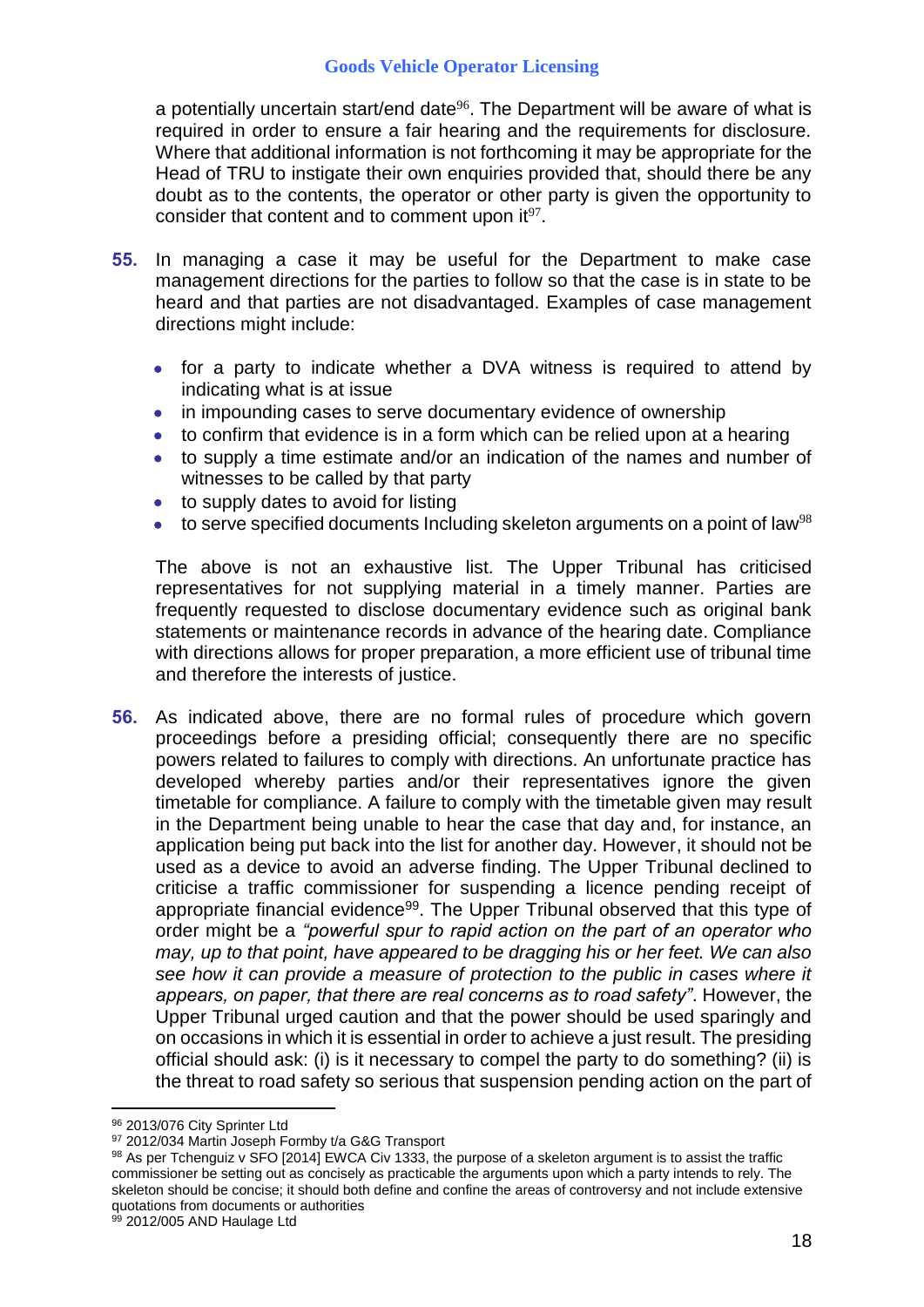a potentially uncertain start/end date[96]. The Department will be aware of what is required in order to ensure a fair hearing and the requirements for disclosure. Where that additional information is not forthcoming it may be appropriate for the Head of TRU to instigate their own enquiries provided that, should there be any doubt as to the contents, the operator or other party is given the opportunity to consider that content and to comment upon it[97].

**55.** In managing a case it may be useful for the Department to make case management directions for the parties to follow so that the case is in state to be heard and that parties are not disadvantaged. Examples of case management directions might include:

- for a party to indicate whether a DVA witness is required to attend by indicating what is at issue
- in impounding cases to serve documentary evidence of ownership
- to confirm that evidence is in a form which can be relied upon at a hearing
- to supply a time estimate and/or an indication of the names and number of witnesses to be called by that party
- to supply dates to avoid for listing
- to serve specified documents Including skeleton arguments on a point of law[98]

The above is not an exhaustive list. The Upper Tribunal has criticised representatives for not supplying material in a timely manner. Parties are frequently requested to disclose documentary evidence such as original bank statements or maintenance records in advance of the hearing date. Compliance with directions allows for proper preparation, a more efficient use of tribunal time and therefore the interests of justice.

**56.** As indicated above, there are no formal rules of procedure which govern proceedings before a presiding official; consequently there are no specific powers related to failures to comply with directions. An unfortunate practice has developed whereby parties and/or their representatives ignore the given timetable for compliance. A failure to comply with the timetable given may result in the Department being unable to hear the case that day and, for instance, an application being put back into the list for another day. However, it should not be used as a device to avoid an adverse finding. The Upper Tribunal declined to criticise a traffic commissioner for suspending a licence pending receipt of appropriate financial evidence[99]. The Upper Tribunal observed that this type of order might be a *"powerful spur to rapid action on the part of an operator who may, up to that point, have appeared to be dragging his or her feet. We can also see how it can provide a measure of protection to the public in cases where it appears, on paper, that there are real concerns as to road safety"*. However, the Upper Tribunal urged caution and that the power should be used sparingly and on occasions in which it is essential in order to achieve a just result. The presiding official should ask: (i) is it necessary to compel the party to do something? (ii) is the threat to road safety so serious that suspension pending action on the part of

---

[96] 2013/076 City Sprinter Ltd

[97] 2012/034 Martin Joseph Formby t/a G&G Transport

[98] As per Tchenguiz v SFO [2014] EWCA Civ 1333, the purpose of a skeleton argument is to assist the traffic commissioner be setting out as concisely as practicable the arguments upon which a party intends to rely. The skeleton should be concise; it should both define and confine the areas of controversy and not include extensive quotations from documents or authorities

[99] 2012/005 AND Haulage Ltd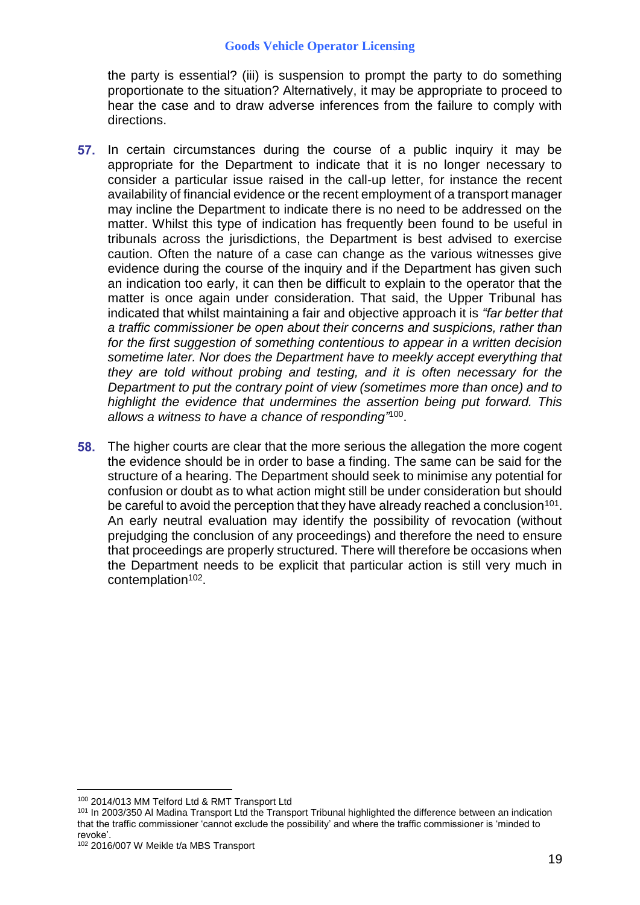the party is essential? (iii) is suspension to prompt the party to do something proportionate to the situation? Alternatively, it may be appropriate to proceed to hear the case and to draw adverse inferences from the failure to comply with directions.

**57.** In certain circumstances during the course of a public inquiry it may be appropriate for the Department to indicate that it is no longer necessary to consider a particular issue raised in the call-up letter, for instance the recent availability of financial evidence or the recent employment of a transport manager may incline the Department to indicate there is no need to be addressed on the matter. Whilst this type of indication has frequently been found to be useful in tribunals across the jurisdictions, the Department is best advised to exercise caution. Often the nature of a case can change as the various witnesses give evidence during the course of the inquiry and if the Department has given such an indication too early, it can then be difficult to explain to the operator that the matter is once again under consideration. That said, the Upper Tribunal has indicated that whilst maintaining a fair and objective approach it is *"far better that a traffic commissioner be open about their concerns and suspicions, rather than for the first suggestion of something contentious to appear in a written decision sometime later. Nor does the Department have to meekly accept everything that they are told without probing and testing, and it is often necessary for the Department to put the contrary point of view (sometimes more than once) and to highlight the evidence that undermines the assertion being put forward. This allows a witness to have a chance of responding"*[100].

**58.** The higher courts are clear that the more serious the allegation the more cogent the evidence should be in order to base a finding. The same can be said for the structure of a hearing. The Department should seek to minimise any potential for confusion or doubt as to what action might still be under consideration but should be careful to avoid the perception that they have already reached a conclusion[101]. An early neutral evaluation may identify the possibility of revocation (without prejudging the conclusion of any proceedings) and therefore the need to ensure that proceedings are properly structured. There will therefore be occasions when the Department needs to be explicit that particular action is still very much in contemplation[102].

---

[100] 2014/013 MM Telford Ltd & RMT Transport Ltd

[101] In 2003/350 Al Madina Transport Ltd the Transport Tribunal highlighted the difference between an indication that the traffic commissioner 'cannot exclude the possibility' and where the traffic commissioner is 'minded to revoke'.

[102] 2016/007 W Meikle t/a MBS Transport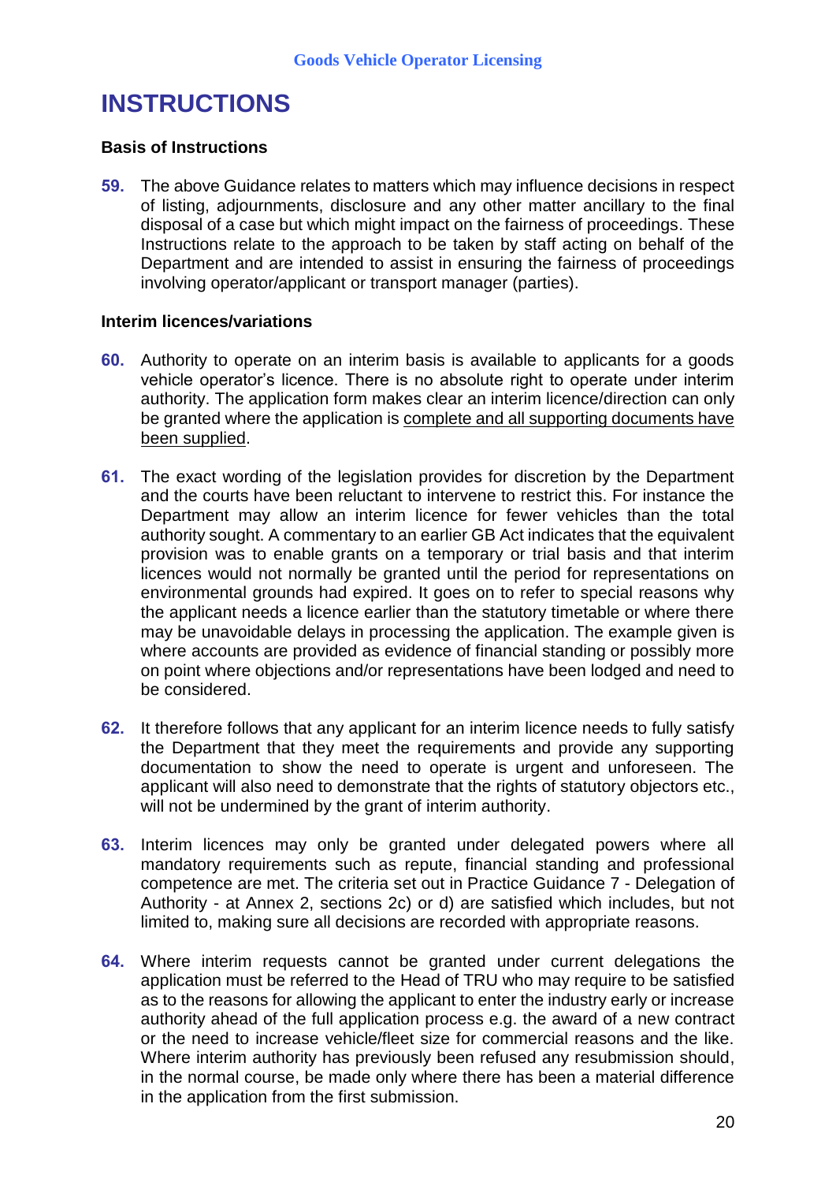# INSTRUCTIONS

### Basis of Instructions

**59.** The above Guidance relates to matters which may influence decisions in respect of listing, adjournments, disclosure and any other matter ancillary to the final disposal of a case but which might impact on the fairness of proceedings. These Instructions relate to the approach to be taken by staff acting on behalf of the Department and are intended to assist in ensuring the fairness of proceedings involving operator/applicant or transport manager (parties).

### Interim licences/variations

**60.** Authority to operate on an interim basis is available to applicants for a goods vehicle operator's licence. There is no absolute right to operate under interim authority. The application form makes clear an interim licence/direction can only be granted where the application is <u>complete and all supporting documents have been supplied</u>.

**61.** The exact wording of the legislation provides for discretion by the Department and the courts have been reluctant to intervene to restrict this. For instance the Department may allow an interim licence for fewer vehicles than the total authority sought. A commentary to an earlier GB Act indicates that the equivalent provision was to enable grants on a temporary or trial basis and that interim licences would not normally be granted until the period for representations on environmental grounds had expired. It goes on to refer to special reasons why the applicant needs a licence earlier than the statutory timetable or where there may be unavoidable delays in processing the application. The example given is where accounts are provided as evidence of financial standing or possibly more on point where objections and/or representations have been lodged and need to be considered.

**62.** It therefore follows that any applicant for an interim licence needs to fully satisfy the Department that they meet the requirements and provide any supporting documentation to show the need to operate is urgent and unforeseen. The applicant will also need to demonstrate that the rights of statutory objectors etc., will not be undermined by the grant of interim authority.

**63.** Interim licences may only be granted under delegated powers where all mandatory requirements such as repute, financial standing and professional competence are met. The criteria set out in Practice Guidance 7 - Delegation of Authority - at Annex 2, sections 2c) or d) are satisfied which includes, but not limited to, making sure all decisions are recorded with appropriate reasons.

**64.** Where interim requests cannot be granted under current delegations the application must be referred to the Head of TRU who may require to be satisfied as to the reasons for allowing the applicant to enter the industry early or increase authority ahead of the full application process e.g. the award of a new contract or the need to increase vehicle/fleet size for commercial reasons and the like. Where interim authority has previously been refused any resubmission should, in the normal course, be made only where there has been a material difference in the application from the first submission.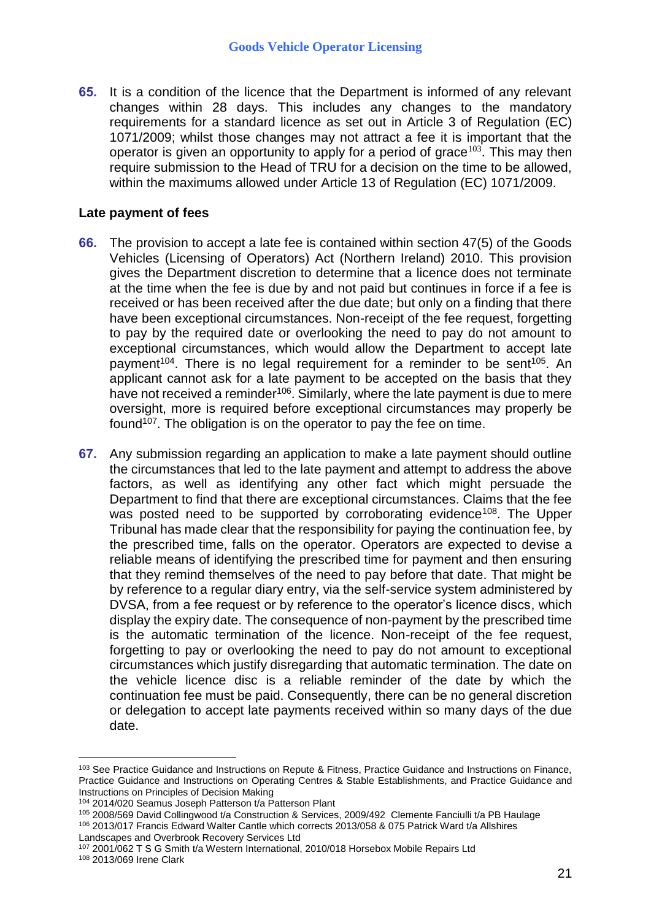**65.** It is a condition of the licence that the Department is informed of any relevant changes within 28 days. This includes any changes to the mandatory requirements for a standard licence as set out in Article 3 of Regulation (EC) 1071/2009; whilst those changes may not attract a fee it is important that the operator is given an opportunity to apply for a period of grace[103]. This may then require submission to the Head of TRU for a decision on the time to be allowed, within the maximums allowed under Article 13 of Regulation (EC) 1071/2009.

### Late payment of fees

**66.** The provision to accept a late fee is contained within section 47(5) of the Goods Vehicles (Licensing of Operators) Act (Northern Ireland) 2010. This provision gives the Department discretion to determine that a licence does not terminate at the time when the fee is due by and not paid but continues in force if a fee is received or has been received after the due date; but only on a finding that there have been exceptional circumstances. Non-receipt of the fee request, forgetting to pay by the required date or overlooking the need to pay do not amount to exceptional circumstances, which would allow the Department to accept late payment[104]. There is no legal requirement for a reminder to be sent[105]. An applicant cannot ask for a late payment to be accepted on the basis that they have not received a reminder[106]. Similarly, where the late payment is due to mere oversight, more is required before exceptional circumstances may properly be found[107]. The obligation is on the operator to pay the fee on time.

**67.** Any submission regarding an application to make a late payment should outline the circumstances that led to the late payment and attempt to address the above factors, as well as identifying any other fact which might persuade the Department to find that there are exceptional circumstances. Claims that the fee was posted need to be supported by corroborating evidence[108]. The Upper Tribunal has made clear that the responsibility for paying the continuation fee, by the prescribed time, falls on the operator. Operators are expected to devise a reliable means of identifying the prescribed time for payment and then ensuring that they remind themselves of the need to pay before that date. That might be by reference to a regular diary entry, via the self-service system administered by DVSA, from a fee request or by reference to the operator's licence discs, which display the expiry date. The consequence of non-payment by the prescribed time is the automatic termination of the licence. Non-receipt of the fee request, forgetting to pay or overlooking the need to pay do not amount to exceptional circumstances which justify disregarding that automatic termination. The date on the vehicle licence disc is a reliable reminder of the date by which the continuation fee must be paid. Consequently, there can be no general discretion or delegation to accept late payments received within so many days of the due date.

---

[103] See Practice Guidance and Instructions on Repute & Fitness, Practice Guidance and Instructions on Finance, Practice Guidance and Instructions on Operating Centres & Stable Establishments, and Practice Guidance and Instructions on Principles of Decision Making

[104] 2014/020 Seamus Joseph Patterson t/a Patterson Plant

[105] 2008/569 David Collingwood t/a Construction & Services, 2009/492 Clemente Fanciulli t/a PB Haulage

[106] 2013/017 Francis Edward Walter Cantle which corrects 2013/058 & 075 Patrick Ward t/a Allshires Landscapes and Overbrook Recovery Services Ltd

[107] 2001/062 T S G Smith t/a Western International, 2010/018 Horsebox Mobile Repairs Ltd

[108] 2013/069 Irene Clark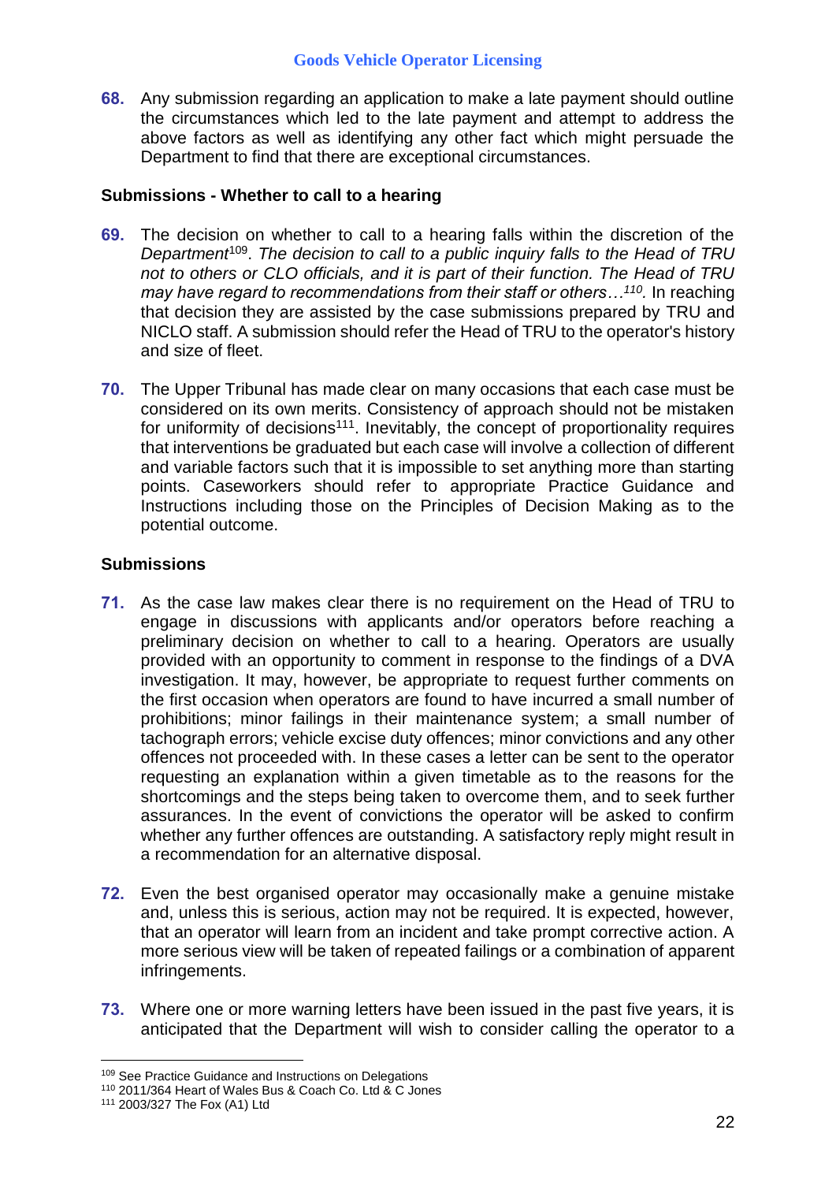68. Any submission regarding an application to make a late payment should outline the circumstances which led to the late payment and attempt to address the above factors as well as identifying any other fact which might persuade the Department to find that there are exceptional circumstances.

**Submissions - Whether to call to a hearing**

69. The decision on whether to call to a hearing falls within the discretion of the *Department*[109]. *The decision to call to a public inquiry falls to the Head of TRU not to others or CLO officials, and it is part of their function. The Head of TRU may have regard to recommendations from their staff or others…*[110]. In reaching that decision they are assisted by the case submissions prepared by TRU and NICLO staff. A submission should refer the Head of TRU to the operator's history and size of fleet.

70. The Upper Tribunal has made clear on many occasions that each case must be considered on its own merits. Consistency of approach should not be mistaken for uniformity of decisions[111]. Inevitably, the concept of proportionality requires that interventions be graduated but each case will involve a collection of different and variable factors such that it is impossible to set anything more than starting points. Caseworkers should refer to appropriate Practice Guidance and Instructions including those on the Principles of Decision Making as to the potential outcome.

**Submissions**

71. As the case law makes clear there is no requirement on the Head of TRU to engage in discussions with applicants and/or operators before reaching a preliminary decision on whether to call to a hearing. Operators are usually provided with an opportunity to comment in response to the findings of a DVA investigation. It may, however, be appropriate to request further comments on the first occasion when operators are found to have incurred a small number of prohibitions; minor failings in their maintenance system; a small number of tachograph errors; vehicle excise duty offences; minor convictions and any other offences not proceeded with. In these cases a letter can be sent to the operator requesting an explanation within a given timetable as to the reasons for the shortcomings and the steps being taken to overcome them, and to seek further assurances. In the event of convictions the operator will be asked to confirm whether any further offences are outstanding. A satisfactory reply might result in a recommendation for an alternative disposal.

72. Even the best organised operator may occasionally make a genuine mistake and, unless this is serious, action may not be required. It is expected, however, that an operator will learn from an incident and take prompt corrective action. A more serious view will be taken of repeated failings or a combination of apparent infringements.

73. Where one or more warning letters have been issued in the past five years, it is anticipated that the Department will wish to consider calling the operator to a

---

[109] See Practice Guidance and Instructions on Delegations
[110] 2011/364 Heart of Wales Bus & Coach Co. Ltd & C Jones
[111] 2003/327 The Fox (A1) Ltd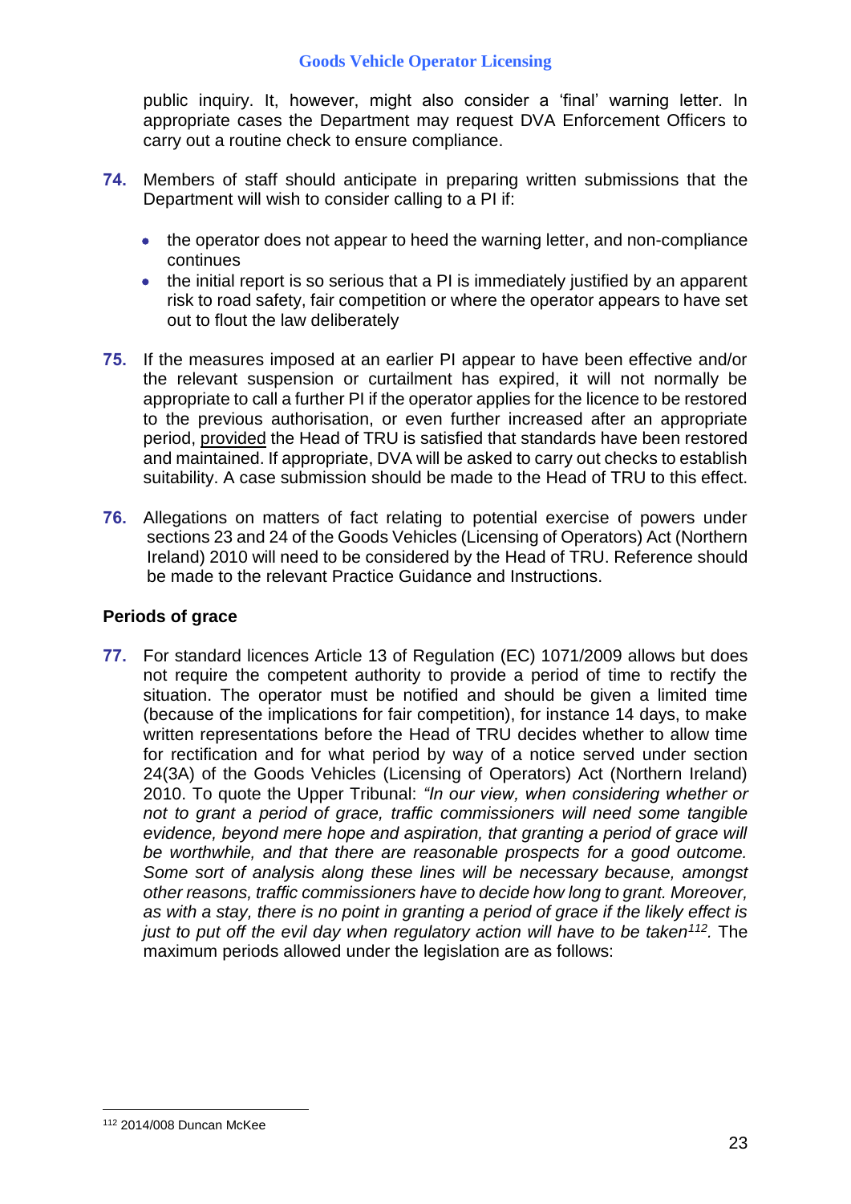public inquiry. It, however, might also consider a 'final' warning letter. In appropriate cases the Department may request DVA Enforcement Officers to carry out a routine check to ensure compliance.

**74.** Members of staff should anticipate in preparing written submissions that the Department will wish to consider calling to a PI if:

- the operator does not appear to heed the warning letter, and non-compliance continues
- the initial report is so serious that a PI is immediately justified by an apparent risk to road safety, fair competition or where the operator appears to have set out to flout the law deliberately

**75.** If the measures imposed at an earlier PI appear to have been effective and/or the relevant suspension or curtailment has expired, it will not normally be appropriate to call a further PI if the operator applies for the licence to be restored to the previous authorisation, or even further increased after an appropriate period, provided the Head of TRU is satisfied that standards have been restored and maintained. If appropriate, DVA will be asked to carry out checks to establish suitability. A case submission should be made to the Head of TRU to this effect.

**76.** Allegations on matters of fact relating to potential exercise of powers under sections 23 and 24 of the Goods Vehicles (Licensing of Operators) Act (Northern Ireland) 2010 will need to be considered by the Head of TRU. Reference should be made to the relevant Practice Guidance and Instructions.

### Periods of grace

**77.** For standard licences Article 13 of Regulation (EC) 1071/2009 allows but does not require the competent authority to provide a period of time to rectify the situation. The operator must be notified and should be given a limited time (because of the implications for fair competition), for instance 14 days, to make written representations before the Head of TRU decides whether to allow time for rectification and for what period by way of a notice served under section 24(3A) of the Goods Vehicles (Licensing of Operators) Act (Northern Ireland) 2010. To quote the Upper Tribunal: *"In our view, when considering whether or not to grant a period of grace, traffic commissioners will need some tangible evidence, beyond mere hope and aspiration, that granting a period of grace will be worthwhile, and that there are reasonable prospects for a good outcome. Some sort of analysis along these lines will be necessary because, amongst other reasons, traffic commissioners have to decide how long to grant. Moreover, as with a stay, there is no point in granting a period of grace if the likely effect is just to put off the evil day when regulatory action will have to be taken*[112]*.* The maximum periods allowed under the legislation are as follows:

---

[112] 2014/008 Duncan McKee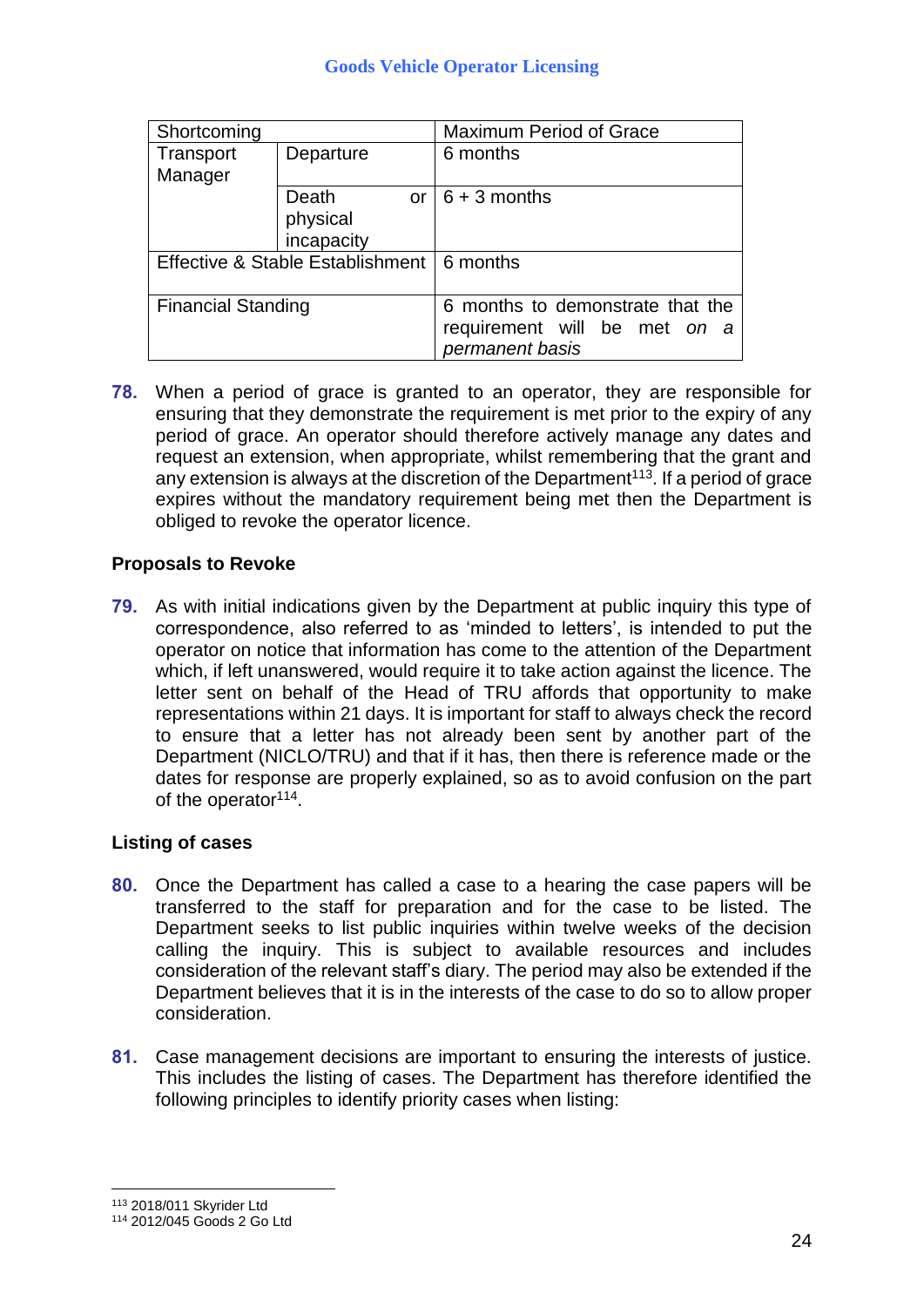| Shortcoming | | Maximum Period of Grace |
| --- | --- | --- |
| Transport Manager | Departure | 6 months |
| | Death or physical incapacity | 6 + 3 months |
| Effective & Stable Establishment | | 6 months |
| Financial Standing | | 6 months to demonstrate that the requirement will be met *on a permanent basis* |

78. When a period of grace is granted to an operator, they are responsible for ensuring that they demonstrate the requirement is met prior to the expiry of any period of grace. An operator should therefore actively manage any dates and request an extension, when appropriate, whilst remembering that the grant and any extension is always at the discretion of the Department[113]. If a period of grace expires without the mandatory requirement being met then the Department is obliged to revoke the operator licence.

### Proposals to Revoke

79. As with initial indications given by the Department at public inquiry this type of correspondence, also referred to as 'minded to letters', is intended to put the operator on notice that information has come to the attention of the Department which, if left unanswered, would require it to take action against the licence. The letter sent on behalf of the Head of TRU affords that opportunity to make representations within 21 days. It is important for staff to always check the record to ensure that a letter has not already been sent by another part of the Department (NICLO/TRU) and that if it has, then there is reference made or the dates for response are properly explained, so as to avoid confusion on the part of the operator[114].

### Listing of cases

80. Once the Department has called a case to a hearing the case papers will be transferred to the staff for preparation and for the case to be listed. The Department seeks to list public inquiries within twelve weeks of the decision calling the inquiry. This is subject to available resources and includes consideration of the relevant staff's diary. The period may also be extended if the Department believes that it is in the interests of the case to do so to allow proper consideration.

81. Case management decisions are important to ensuring the interests of justice. This includes the listing of cases. The Department has therefore identified the following principles to identify priority cases when listing:

[113] 2018/011 Skyrider Ltd
[114] 2012/045 Goods 2 Go Ltd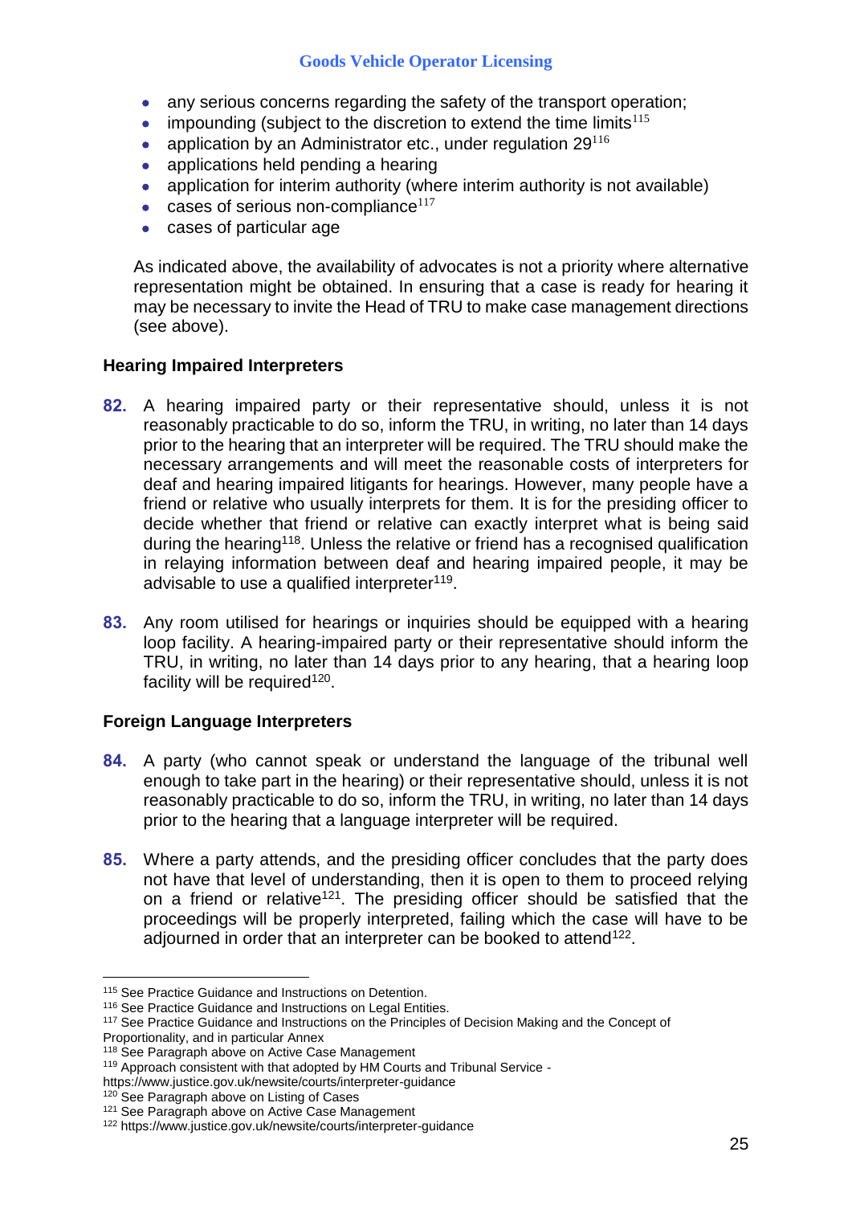- any serious concerns regarding the safety of the transport operation;
- impounding (subject to the discretion to extend the time limits[115]
- application by an Administrator etc., under regulation 29[116]
- applications held pending a hearing
- application for interim authority (where interim authority is not available)
- cases of serious non-compliance[117]
- cases of particular age

As indicated above, the availability of advocates is not a priority where alternative representation might be obtained. In ensuring that a case is ready for hearing it may be necessary to invite the Head of TRU to make case management directions (see above).

### Hearing Impaired Interpreters

**82.** A hearing impaired party or their representative should, unless it is not reasonably practicable to do so, inform the TRU, in writing, no later than 14 days prior to the hearing that an interpreter will be required. The TRU should make the necessary arrangements and will meet the reasonable costs of interpreters for deaf and hearing impaired litigants for hearings. However, many people have a friend or relative who usually interprets for them. It is for the presiding officer to decide whether that friend or relative can exactly interpret what is being said during the hearing[118]. Unless the relative or friend has a recognised qualification in relaying information between deaf and hearing impaired people, it may be advisable to use a qualified interpreter[119].

**83.** Any room utilised for hearings or inquiries should be equipped with a hearing loop facility. A hearing-impaired party or their representative should inform the TRU, in writing, no later than 14 days prior to any hearing, that a hearing loop facility will be required[120].

### Foreign Language Interpreters

**84.** A party (who cannot speak or understand the language of the tribunal well enough to take part in the hearing) or their representative should, unless it is not reasonably practicable to do so, inform the TRU, in writing, no later than 14 days prior to the hearing that a language interpreter will be required.

**85.** Where a party attends, and the presiding officer concludes that the party does not have that level of understanding, then it is open to them to proceed relying on a friend or relative[121]. The presiding officer should be satisfied that the proceedings will be properly interpreted, failing which the case will have to be adjourned in order that an interpreter can be booked to attend[122].

---

[115] See Practice Guidance and Instructions on Detention.
[116] See Practice Guidance and Instructions on Legal Entities.
[117] See Practice Guidance and Instructions on the Principles of Decision Making and the Concept of Proportionality, and in particular Annex
[118] See Paragraph above on Active Case Management
[119] Approach consistent with that adopted by HM Courts and Tribunal Service - https://www.justice.gov.uk/newsite/courts/interpreter-guidance
[120] See Paragraph above on Listing of Cases
[121] See Paragraph above on Active Case Management
[122] https://www.justice.gov.uk/newsite/courts/interpreter-guidance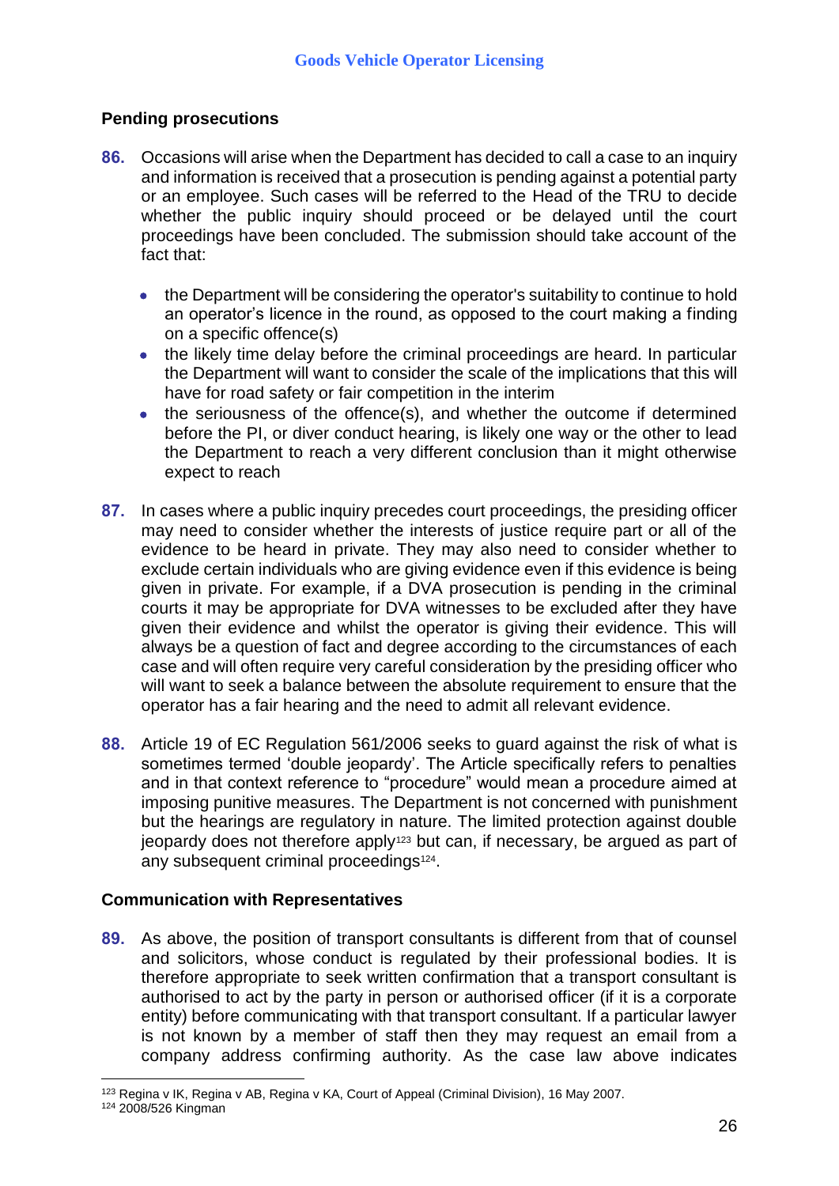## Pending prosecutions

**86.** Occasions will arise when the Department has decided to call a case to an inquiry and information is received that a prosecution is pending against a potential party or an employee. Such cases will be referred to the Head of the TRU to decide whether the public inquiry should proceed or be delayed until the court proceedings have been concluded. The submission should take account of the fact that:

- the Department will be considering the operator's suitability to continue to hold an operator's licence in the round, as opposed to the court making a finding on a specific offence(s)
- the likely time delay before the criminal proceedings are heard. In particular the Department will want to consider the scale of the implications that this will have for road safety or fair competition in the interim
- the seriousness of the offence(s), and whether the outcome if determined before the PI, or diver conduct hearing, is likely one way or the other to lead the Department to reach a very different conclusion than it might otherwise expect to reach

**87.** In cases where a public inquiry precedes court proceedings, the presiding officer may need to consider whether the interests of justice require part or all of the evidence to be heard in private. They may also need to consider whether to exclude certain individuals who are giving evidence even if this evidence is being given in private. For example, if a DVA prosecution is pending in the criminal courts it may be appropriate for DVA witnesses to be excluded after they have given their evidence and whilst the operator is giving their evidence. This will always be a question of fact and degree according to the circumstances of each case and will often require very careful consideration by the presiding officer who will want to seek a balance between the absolute requirement to ensure that the operator has a fair hearing and the need to admit all relevant evidence.

**88.** Article 19 of EC Regulation 561/2006 seeks to guard against the risk of what is sometimes termed 'double jeopardy'. The Article specifically refers to penalties and in that context reference to "procedure" would mean a procedure aimed at imposing punitive measures. The Department is not concerned with punishment but the hearings are regulatory in nature. The limited protection against double jeopardy does not therefore apply[123] but can, if necessary, be argued as part of any subsequent criminal proceedings[124].

## Communication with Representatives

**89.** As above, the position of transport consultants is different from that of counsel and solicitors, whose conduct is regulated by their professional bodies. It is therefore appropriate to seek written confirmation that a transport consultant is authorised to act by the party in person or authorised officer (if it is a corporate entity) before communicating with that transport consultant. If a particular lawyer is not known by a member of staff then they may request an email from a company address confirming authority. As the case law above indicates

---

[123] Regina v IK, Regina v AB, Regina v KA, Court of Appeal (Criminal Division), 16 May 2007.

[124] 2008/526 Kingman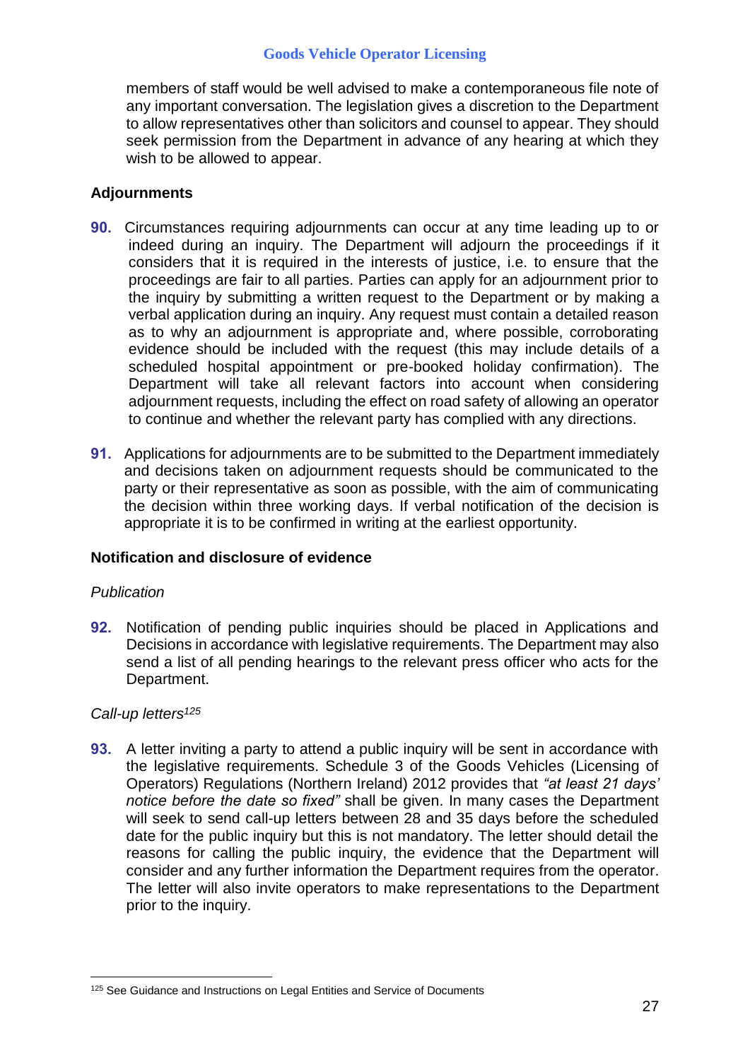members of staff would be well advised to make a contemporaneous file note of any important conversation. The legislation gives a discretion to the Department to allow representatives other than solicitors and counsel to appear. They should seek permission from the Department in advance of any hearing at which they wish to be allowed to appear.

## Adjournments

**90.** Circumstances requiring adjournments can occur at any time leading up to or indeed during an inquiry. The Department will adjourn the proceedings if it considers that it is required in the interests of justice, i.e. to ensure that the proceedings are fair to all parties. Parties can apply for an adjournment prior to the inquiry by submitting a written request to the Department or by making a verbal application during an inquiry. Any request must contain a detailed reason as to why an adjournment is appropriate and, where possible, corroborating evidence should be included with the request (this may include details of a scheduled hospital appointment or pre-booked holiday confirmation). The Department will take all relevant factors into account when considering adjournment requests, including the effect on road safety of allowing an operator to continue and whether the relevant party has complied with any directions.

**91.** Applications for adjournments are to be submitted to the Department immediately and decisions taken on adjournment requests should be communicated to the party or their representative as soon as possible, with the aim of communicating the decision within three working days. If verbal notification of the decision is appropriate it is to be confirmed in writing at the earliest opportunity.

## Notification and disclosure of evidence

*Publication*

**92.** Notification of pending public inquiries should be placed in Applications and Decisions in accordance with legislative requirements. The Department may also send a list of all pending hearings to the relevant press officer who acts for the Department.

*Call-up letters*[125]

**93.** A letter inviting a party to attend a public inquiry will be sent in accordance with the legislative requirements. Schedule 3 of the Goods Vehicles (Licensing of Operators) Regulations (Northern Ireland) 2012 provides that *"at least 21 days' notice before the date so fixed"* shall be given. In many cases the Department will seek to send call-up letters between 28 and 35 days before the scheduled date for the public inquiry but this is not mandatory. The letter should detail the reasons for calling the public inquiry, the evidence that the Department will consider and any further information the Department requires from the operator. The letter will also invite operators to make representations to the Department prior to the inquiry.

[125] See Guidance and Instructions on Legal Entities and Service of Documents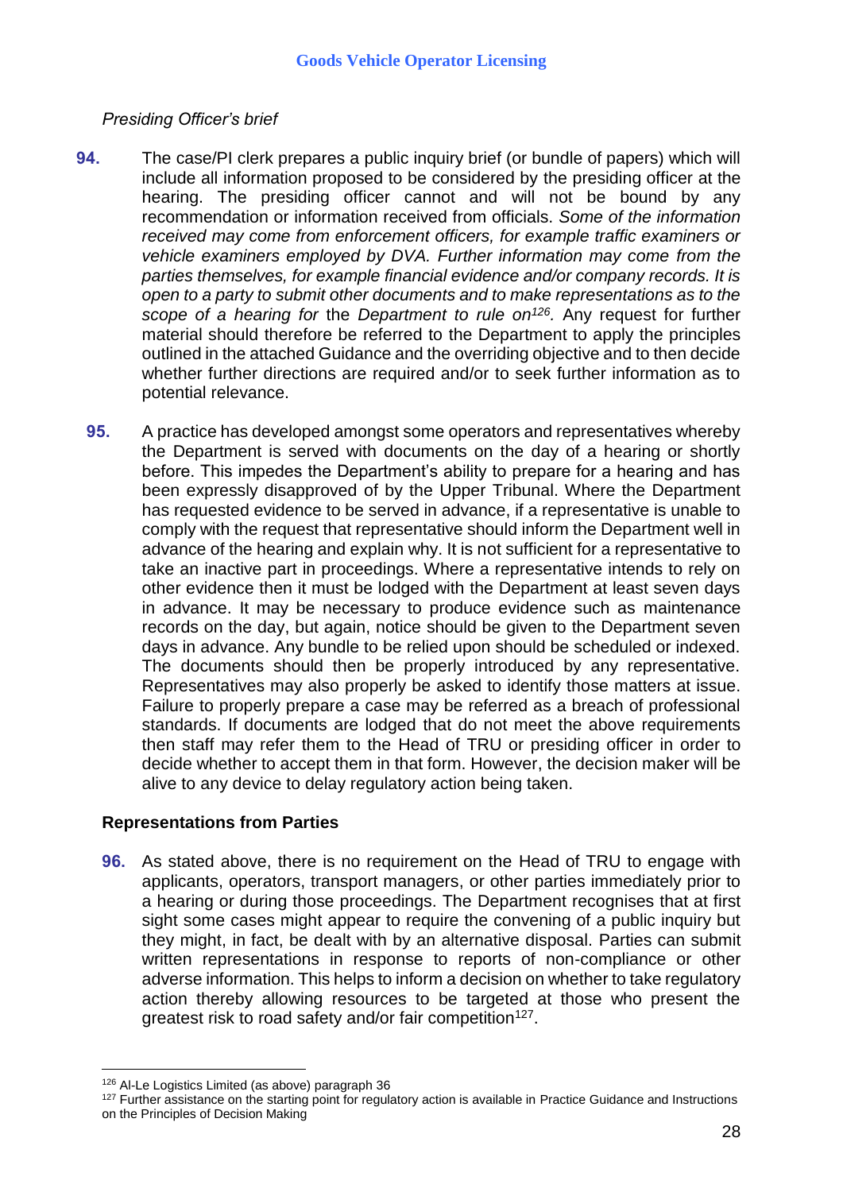*Presiding Officer's brief*

**94.** The case/PI clerk prepares a public inquiry brief (or bundle of papers) which will include all information proposed to be considered by the presiding officer at the hearing. The presiding officer cannot and will not be bound by any recommendation or information received from officials. *Some of the information received may come from enforcement officers, for example traffic examiners or vehicle examiners employed by DVA. Further information may come from the parties themselves, for example financial evidence and/or company records. It is open to a party to submit other documents and to make representations as to the scope of a hearing for* the *Department to rule on*[126]. Any request for further material should therefore be referred to the Department to apply the principles outlined in the attached Guidance and the overriding objective and to then decide whether further directions are required and/or to seek further information as to potential relevance.

**95.** A practice has developed amongst some operators and representatives whereby the Department is served with documents on the day of a hearing or shortly before. This impedes the Department's ability to prepare for a hearing and has been expressly disapproved of by the Upper Tribunal. Where the Department has requested evidence to be served in advance, if a representative is unable to comply with the request that representative should inform the Department well in advance of the hearing and explain why. It is not sufficient for a representative to take an inactive part in proceedings. Where a representative intends to rely on other evidence then it must be lodged with the Department at least seven days in advance. It may be necessary to produce evidence such as maintenance records on the day, but again, notice should be given to the Department seven days in advance. Any bundle to be relied upon should be scheduled or indexed. The documents should then be properly introduced by any representative. Representatives may also properly be asked to identify those matters at issue. Failure to properly prepare a case may be referred as a breach of professional standards. If documents are lodged that do not meet the above requirements then staff may refer them to the Head of TRU or presiding officer in order to decide whether to accept them in that form. However, the decision maker will be alive to any device to delay regulatory action being taken.

## Representations from Parties

**96.** As stated above, there is no requirement on the Head of TRU to engage with applicants, operators, transport managers, or other parties immediately prior to a hearing or during those proceedings. The Department recognises that at first sight some cases might appear to require the convening of a public inquiry but they might, in fact, be dealt with by an alternative disposal. Parties can submit written representations in response to reports of non-compliance or other adverse information. This helps to inform a decision on whether to take regulatory action thereby allowing resources to be targeted at those who present the greatest risk to road safety and/or fair competition[127].

[126] Al-Le Logistics Limited (as above) paragraph 36

[127] Further assistance on the starting point for regulatory action is available in Practice Guidance and Instructions on the Principles of Decision Making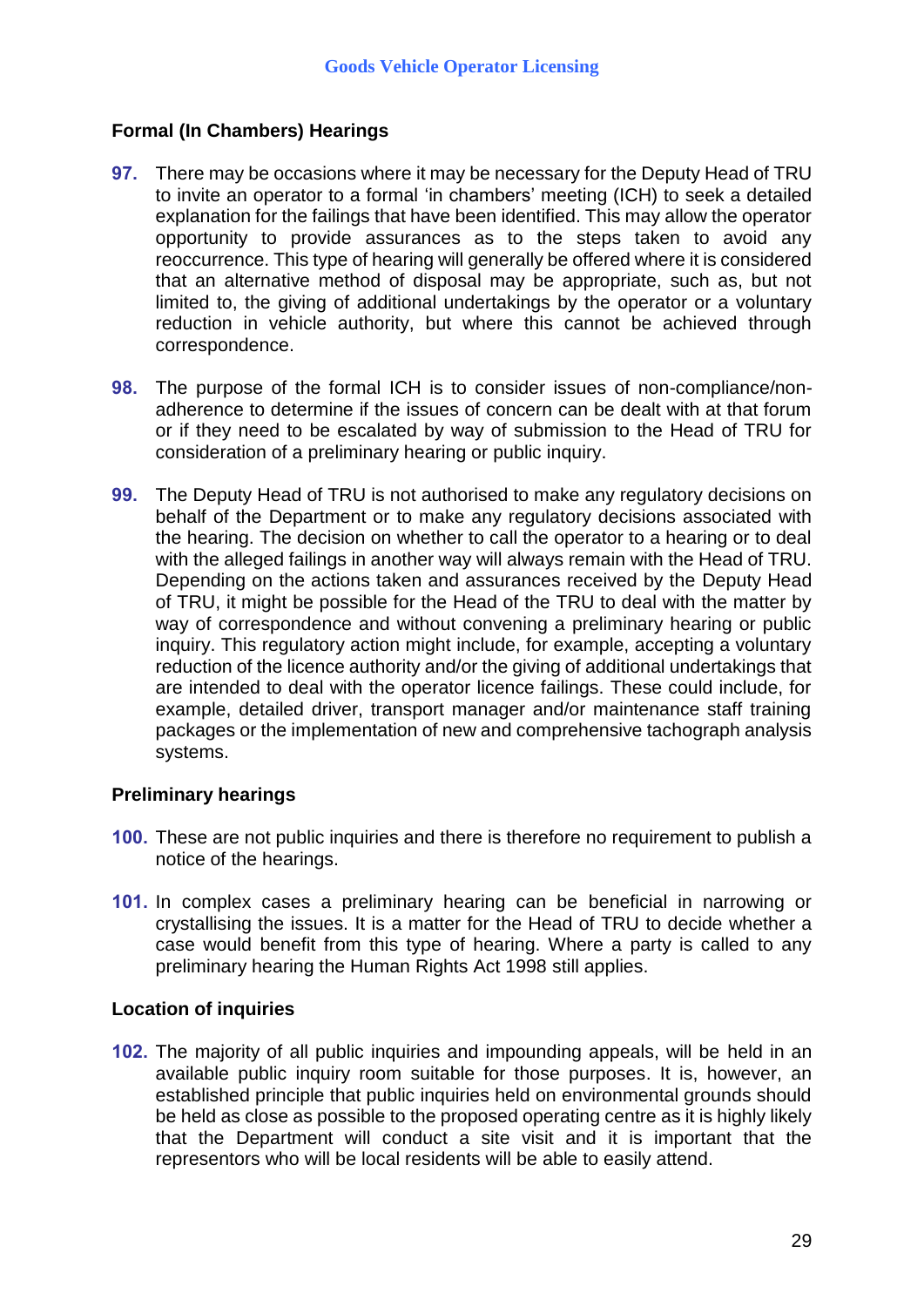### Formal (In Chambers) Hearings

**97.** There may be occasions where it may be necessary for the Deputy Head of TRU to invite an operator to a formal 'in chambers' meeting (ICH) to seek a detailed explanation for the failings that have been identified. This may allow the operator opportunity to provide assurances as to the steps taken to avoid any reoccurrence. This type of hearing will generally be offered where it is considered that an alternative method of disposal may be appropriate, such as, but not limited to, the giving of additional undertakings by the operator or a voluntary reduction in vehicle authority, but where this cannot be achieved through correspondence.

**98.** The purpose of the formal ICH is to consider issues of non-compliance/non-adherence to determine if the issues of concern can be dealt with at that forum or if they need to be escalated by way of submission to the Head of TRU for consideration of a preliminary hearing or public inquiry.

**99.** The Deputy Head of TRU is not authorised to make any regulatory decisions on behalf of the Department or to make any regulatory decisions associated with the hearing. The decision on whether to call the operator to a hearing or to deal with the alleged failings in another way will always remain with the Head of TRU. Depending on the actions taken and assurances received by the Deputy Head of TRU, it might be possible for the Head of the TRU to deal with the matter by way of correspondence and without convening a preliminary hearing or public inquiry. This regulatory action might include, for example, accepting a voluntary reduction of the licence authority and/or the giving of additional undertakings that are intended to deal with the operator licence failings. These could include, for example, detailed driver, transport manager and/or maintenance staff training packages or the implementation of new and comprehensive tachograph analysis systems.

### Preliminary hearings

**100.** These are not public inquiries and there is therefore no requirement to publish a notice of the hearings.

**101.** In complex cases a preliminary hearing can be beneficial in narrowing or crystallising the issues. It is a matter for the Head of TRU to decide whether a case would benefit from this type of hearing. Where a party is called to any preliminary hearing the Human Rights Act 1998 still applies.

### Location of inquiries

**102.** The majority of all public inquiries and impounding appeals, will be held in an available public inquiry room suitable for those purposes. It is, however, an established principle that public inquiries held on environmental grounds should be held as close as possible to the proposed operating centre as it is highly likely that the Department will conduct a site visit and it is important that the representors who will be local residents will be able to easily attend.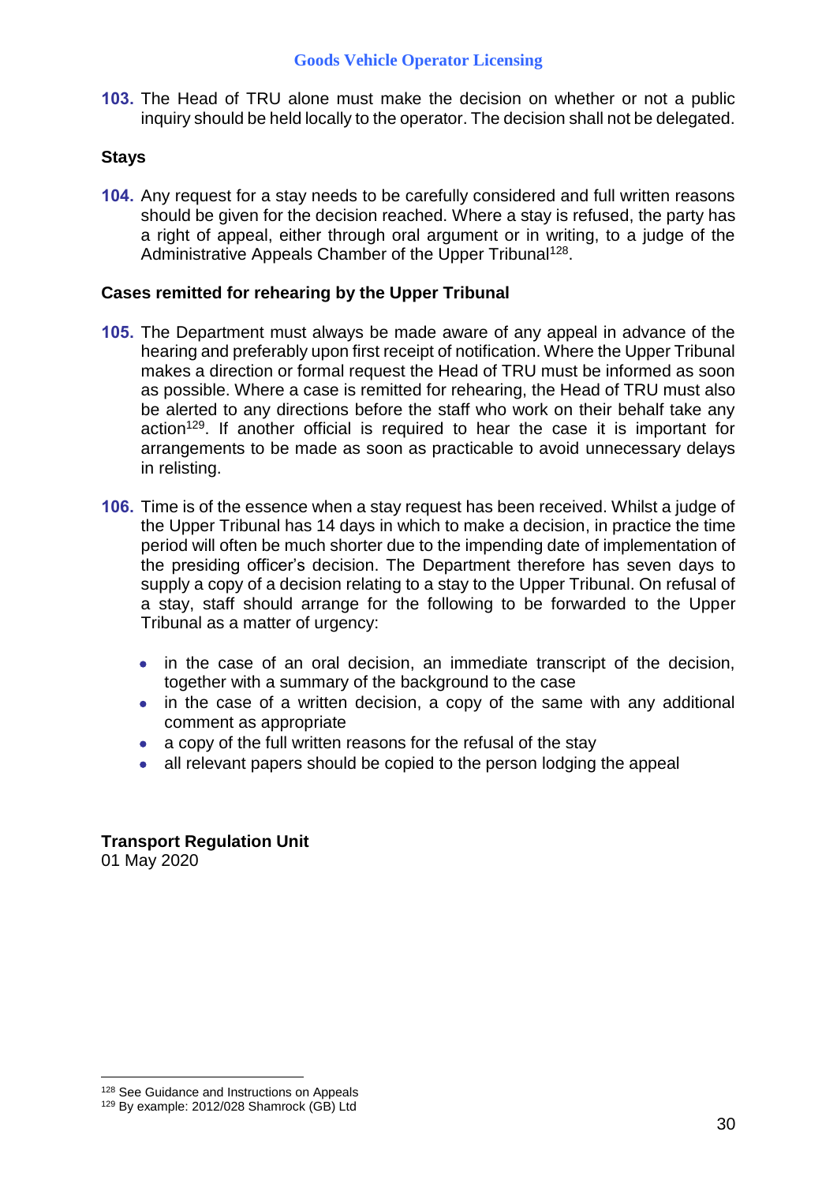**103.** The Head of TRU alone must make the decision on whether or not a public inquiry should be held locally to the operator. The decision shall not be delegated.

### Stays

**104.** Any request for a stay needs to be carefully considered and full written reasons should be given for the decision reached. Where a stay is refused, the party has a right of appeal, either through oral argument or in writing, to a judge of the Administrative Appeals Chamber of the Upper Tribunal[128].

### Cases remitted for rehearing by the Upper Tribunal

**105.** The Department must always be made aware of any appeal in advance of the hearing and preferably upon first receipt of notification. Where the Upper Tribunal makes a direction or formal request the Head of TRU must be informed as soon as possible. Where a case is remitted for rehearing, the Head of TRU must also be alerted to any directions before the staff who work on their behalf take any action[129]. If another official is required to hear the case it is important for arrangements to be made as soon as practicable to avoid unnecessary delays in relisting.

**106.** Time is of the essence when a stay request has been received. Whilst a judge of the Upper Tribunal has 14 days in which to make a decision, in practice the time period will often be much shorter due to the impending date of implementation of the presiding officer's decision. The Department therefore has seven days to supply a copy of a decision relating to a stay to the Upper Tribunal. On refusal of a stay, staff should arrange for the following to be forwarded to the Upper Tribunal as a matter of urgency:

- in the case of an oral decision, an immediate transcript of the decision, together with a summary of the background to the case
- in the case of a written decision, a copy of the same with any additional comment as appropriate
- a copy of the full written reasons for the refusal of the stay
- all relevant papers should be copied to the person lodging the appeal

**Transport Regulation Unit**
01 May 2020

---

[128] See Guidance and Instructions on Appeals

[129] By example: 2012/028 Shamrock (GB) Ltd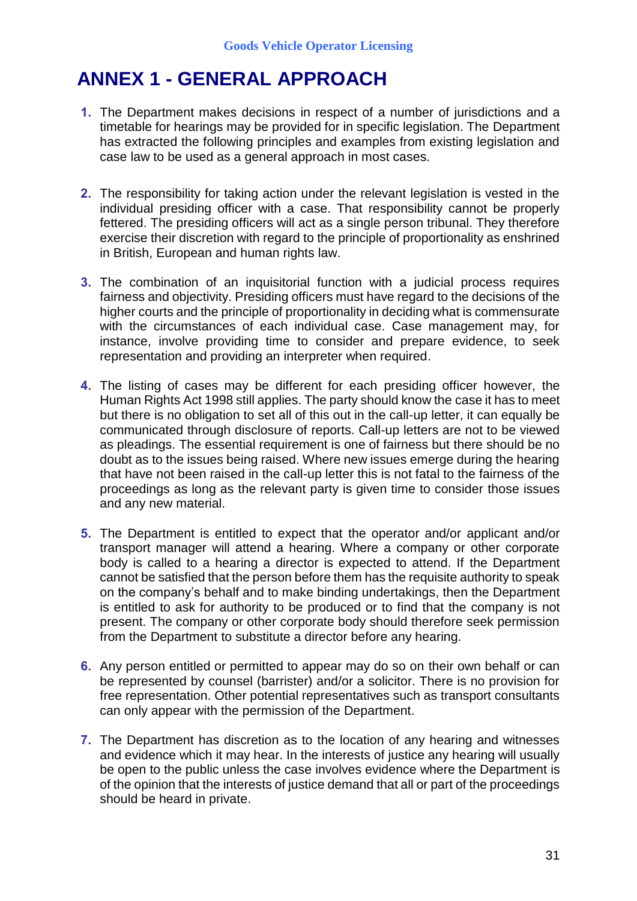# ANNEX 1 - GENERAL APPROACH

1. The Department makes decisions in respect of a number of jurisdictions and a timetable for hearings may be provided for in specific legislation. The Department has extracted the following principles and examples from existing legislation and case law to be used as a general approach in most cases.

2. The responsibility for taking action under the relevant legislation is vested in the individual presiding officer with a case. That responsibility cannot be properly fettered. The presiding officers will act as a single person tribunal. They therefore exercise their discretion with regard to the principle of proportionality as enshrined in British, European and human rights law.

3. The combination of an inquisitorial function with a judicial process requires fairness and objectivity. Presiding officers must have regard to the decisions of the higher courts and the principle of proportionality in deciding what is commensurate with the circumstances of each individual case. Case management may, for instance, involve providing time to consider and prepare evidence, to seek representation and providing an interpreter when required.

4. The listing of cases may be different for each presiding officer however, the Human Rights Act 1998 still applies. The party should know the case it has to meet but there is no obligation to set all of this out in the call-up letter, it can equally be communicated through disclosure of reports. Call-up letters are not to be viewed as pleadings. The essential requirement is one of fairness but there should be no doubt as to the issues being raised. Where new issues emerge during the hearing that have not been raised in the call-up letter this is not fatal to the fairness of the proceedings as long as the relevant party is given time to consider those issues and any new material.

5. The Department is entitled to expect that the operator and/or applicant and/or transport manager will attend a hearing. Where a company or other corporate body is called to a hearing a director is expected to attend. If the Department cannot be satisfied that the person before them has the requisite authority to speak on the company's behalf and to make binding undertakings, then the Department is entitled to ask for authority to be produced or to find that the company is not present. The company or other corporate body should therefore seek permission from the Department to substitute a director before any hearing.

6. Any person entitled or permitted to appear may do so on their own behalf or can be represented by counsel (barrister) and/or a solicitor. There is no provision for free representation. Other potential representatives such as transport consultants can only appear with the permission of the Department.

7. The Department has discretion as to the location of any hearing and witnesses and evidence which it may hear. In the interests of justice any hearing will usually be open to the public unless the case involves evidence where the Department is of the opinion that the interests of justice demand that all or part of the proceedings should be heard in private.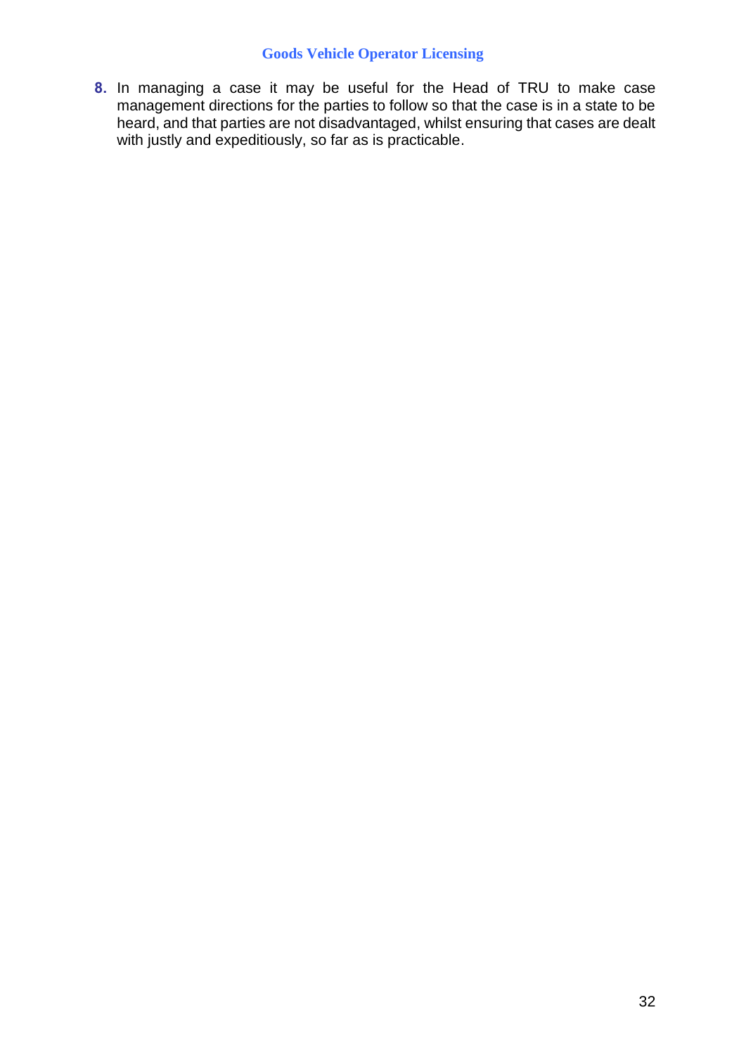8. In managing a case it may be useful for the Head of TRU to make case management directions for the parties to follow so that the case is in a state to be heard, and that parties are not disadvantaged, whilst ensuring that cases are dealt with justly and expeditiously, so far as is practicable.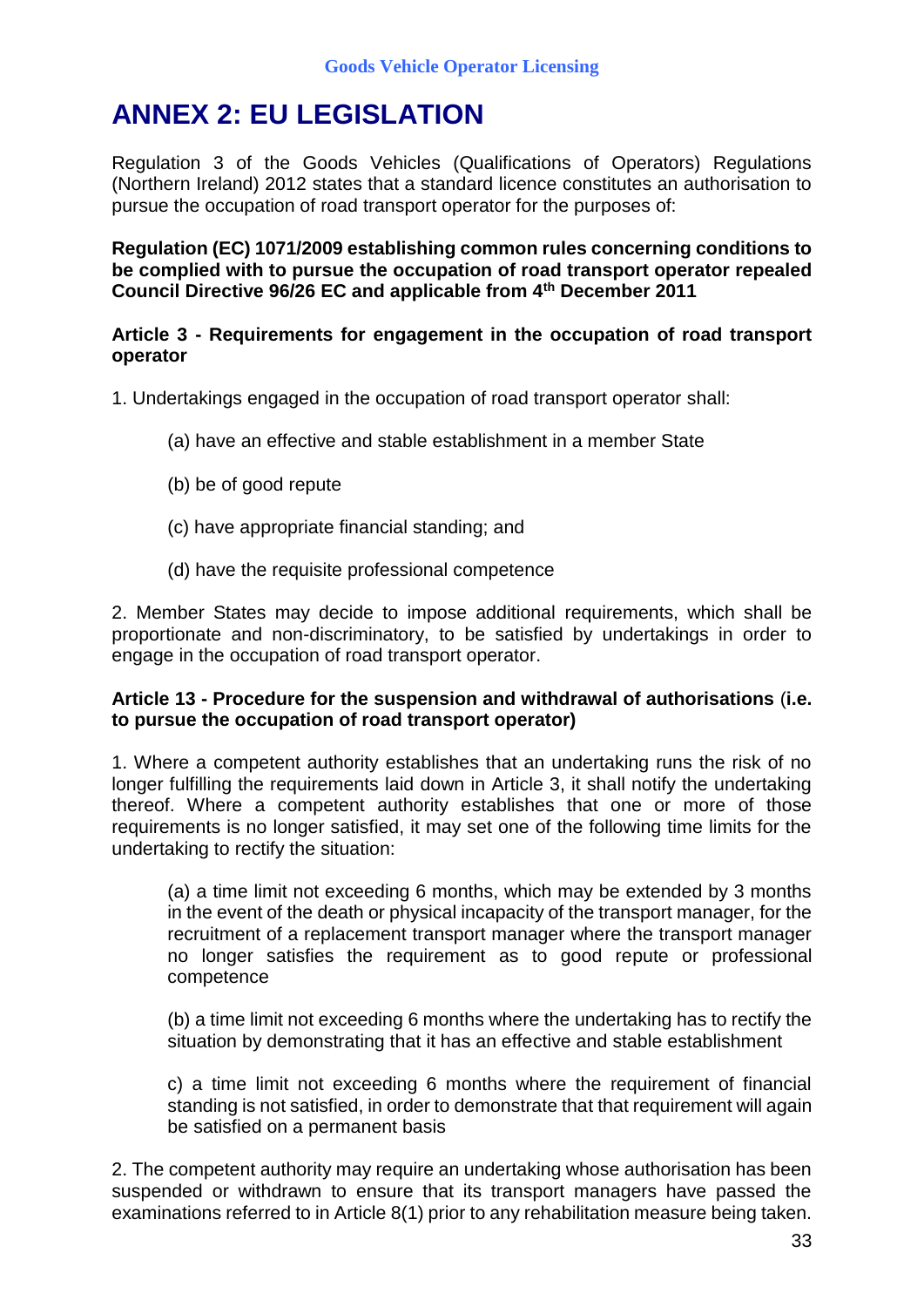# ANNEX 2: EU LEGISLATION

Regulation 3 of the Goods Vehicles (Qualifications of Operators) Regulations (Northern Ireland) 2012 states that a standard licence constitutes an authorisation to pursue the occupation of road transport operator for the purposes of:

**Regulation (EC) 1071/2009 establishing common rules concerning conditions to be complied with to pursue the occupation of road transport operator repealed Council Directive 96/26 EC and applicable from 4th December 2011**

**Article 3 - Requirements for engagement in the occupation of road transport operator**

1. Undertakings engaged in the occupation of road transport operator shall:

   (a) have an effective and stable establishment in a member State

   (b) be of good repute

   (c) have appropriate financial standing; and

   (d) have the requisite professional competence

2. Member States may decide to impose additional requirements, which shall be proportionate and non-discriminatory, to be satisfied by undertakings in order to engage in the occupation of road transport operator.

**Article 13 - Procedure for the suspension and withdrawal of authorisations (i.e. to pursue the occupation of road transport operator)**

1. Where a competent authority establishes that an undertaking runs the risk of no longer fulfilling the requirements laid down in Article 3, it shall notify the undertaking thereof. Where a competent authority establishes that one or more of those requirements is no longer satisfied, it may set one of the following time limits for the undertaking to rectify the situation:

   (a) a time limit not exceeding 6 months, which may be extended by 3 months in the event of the death or physical incapacity of the transport manager, for the recruitment of a replacement transport manager where the transport manager no longer satisfies the requirement as to good repute or professional competence

   (b) a time limit not exceeding 6 months where the undertaking has to rectify the situation by demonstrating that it has an effective and stable establishment

   c) a time limit not exceeding 6 months where the requirement of financial standing is not satisfied, in order to demonstrate that that requirement will again be satisfied on a permanent basis

2. The competent authority may require an undertaking whose authorisation has been suspended or withdrawn to ensure that its transport managers have passed the examinations referred to in Article 8(1) prior to any rehabilitation measure being taken.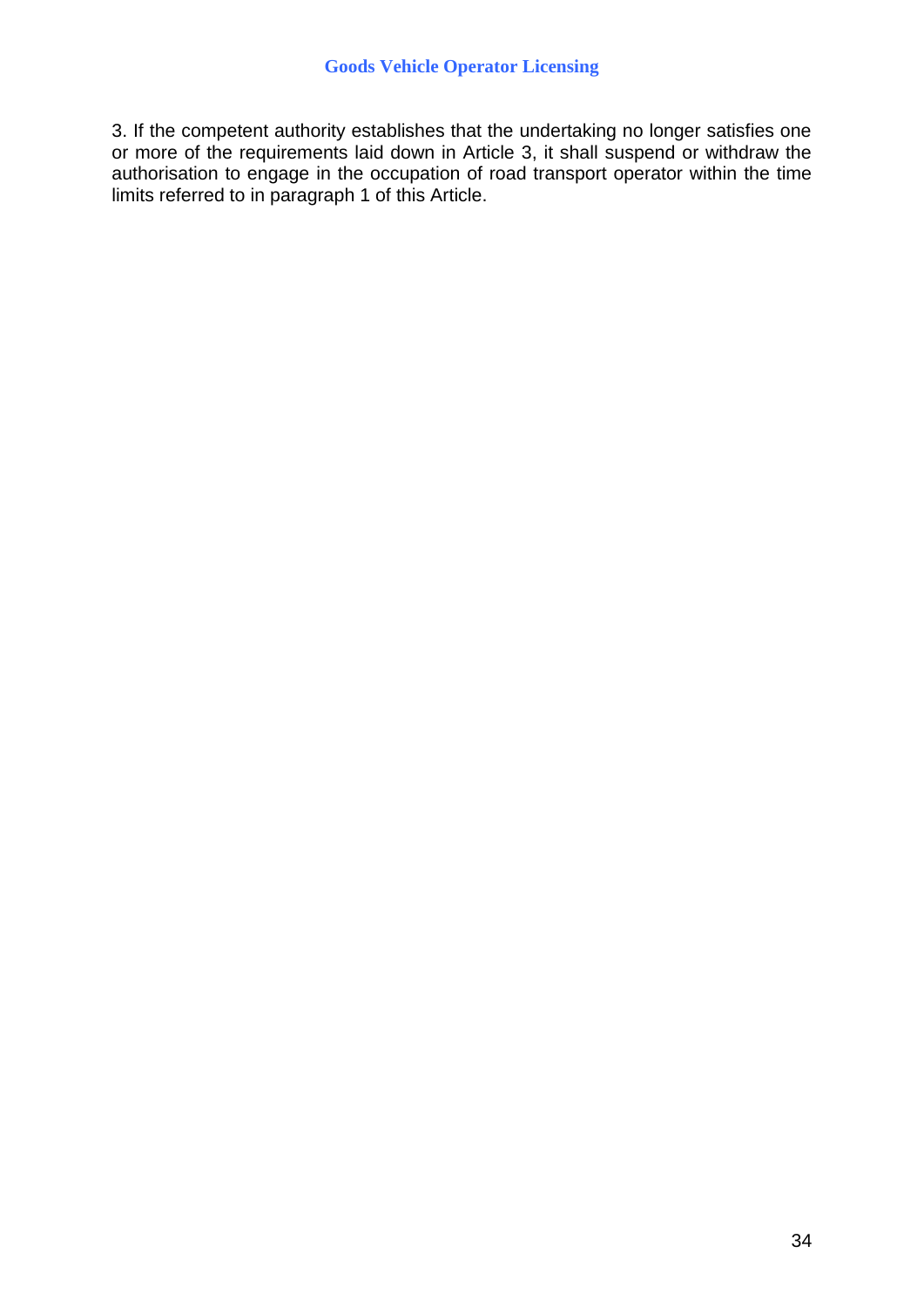3. If the competent authority establishes that the undertaking no longer satisfies one or more of the requirements laid down in Article 3, it shall suspend or withdraw the authorisation to engage in the occupation of road transport operator within the time limits referred to in paragraph 1 of this Article.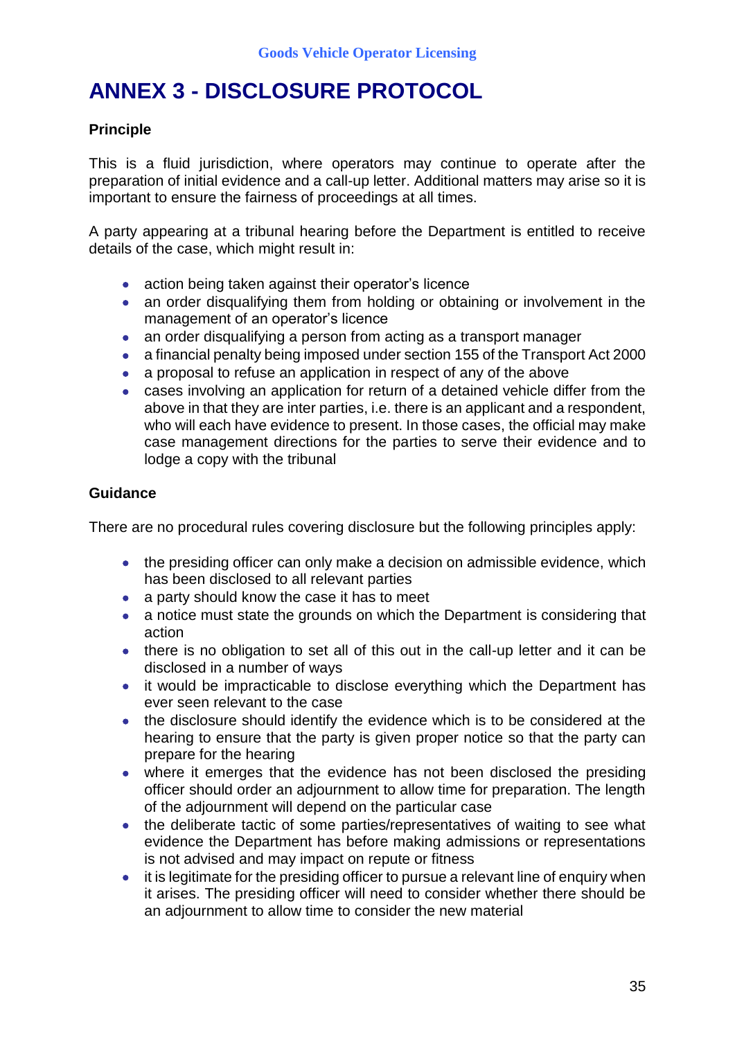# ANNEX 3 - DISCLOSURE PROTOCOL

**Principle**

This is a fluid jurisdiction, where operators may continue to operate after the preparation of initial evidence and a call-up letter. Additional matters may arise so it is important to ensure the fairness of proceedings at all times.

A party appearing at a tribunal hearing before the Department is entitled to receive details of the case, which might result in:

- action being taken against their operator's licence
- an order disqualifying them from holding or obtaining or involvement in the management of an operator's licence
- an order disqualifying a person from acting as a transport manager
- a financial penalty being imposed under section 155 of the Transport Act 2000
- a proposal to refuse an application in respect of any of the above
- cases involving an application for return of a detained vehicle differ from the above in that they are inter parties, i.e. there is an applicant and a respondent, who will each have evidence to present. In those cases, the official may make case management directions for the parties to serve their evidence and to lodge a copy with the tribunal

**Guidance**

There are no procedural rules covering disclosure but the following principles apply:

- the presiding officer can only make a decision on admissible evidence, which has been disclosed to all relevant parties
- a party should know the case it has to meet
- a notice must state the grounds on which the Department is considering that action
- there is no obligation to set all of this out in the call-up letter and it can be disclosed in a number of ways
- it would be impracticable to disclose everything which the Department has ever seen relevant to the case
- the disclosure should identify the evidence which is to be considered at the hearing to ensure that the party is given proper notice so that the party can prepare for the hearing
- where it emerges that the evidence has not been disclosed the presiding officer should order an adjournment to allow time for preparation. The length of the adjournment will depend on the particular case
- the deliberate tactic of some parties/representatives of waiting to see what evidence the Department has before making admissions or representations is not advised and may impact on repute or fitness
- it is legitimate for the presiding officer to pursue a relevant line of enquiry when it arises. The presiding officer will need to consider whether there should be an adjournment to allow time to consider the new material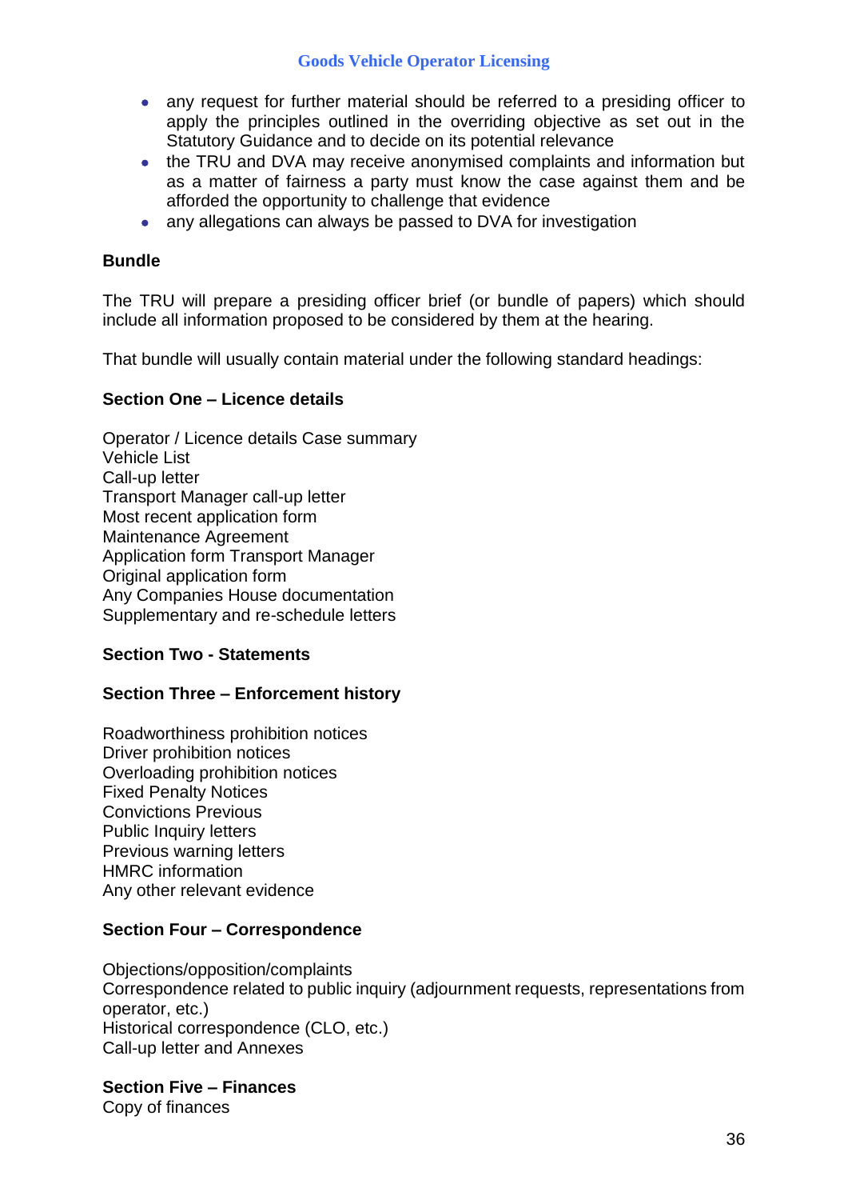- any request for further material should be referred to a presiding officer to apply the principles outlined in the overriding objective as set out in the Statutory Guidance and to decide on its potential relevance
- the TRU and DVA may receive anonymised complaints and information but as a matter of fairness a party must know the case against them and be afforded the opportunity to challenge that evidence
- any allegations can always be passed to DVA for investigation

**Bundle**

The TRU will prepare a presiding officer brief (or bundle of papers) which should include all information proposed to be considered by them at the hearing.

That bundle will usually contain material under the following standard headings:

**Section One – Licence details**

Operator / Licence details Case summary
Vehicle List
Call-up letter
Transport Manager call-up letter
Most recent application form
Maintenance Agreement
Application form Transport Manager
Original application form
Any Companies House documentation
Supplementary and re-schedule letters

**Section Two - Statements**

**Section Three – Enforcement history**

Roadworthiness prohibition notices
Driver prohibition notices
Overloading prohibition notices
Fixed Penalty Notices
Convictions Previous
Public Inquiry letters
Previous warning letters
HMRC information
Any other relevant evidence

**Section Four – Correspondence**

Objections/opposition/complaints
Correspondence related to public inquiry (adjournment requests, representations from operator, etc.)
Historical correspondence (CLO, etc.)
Call-up letter and Annexes

**Section Five – Finances**
Copy of finances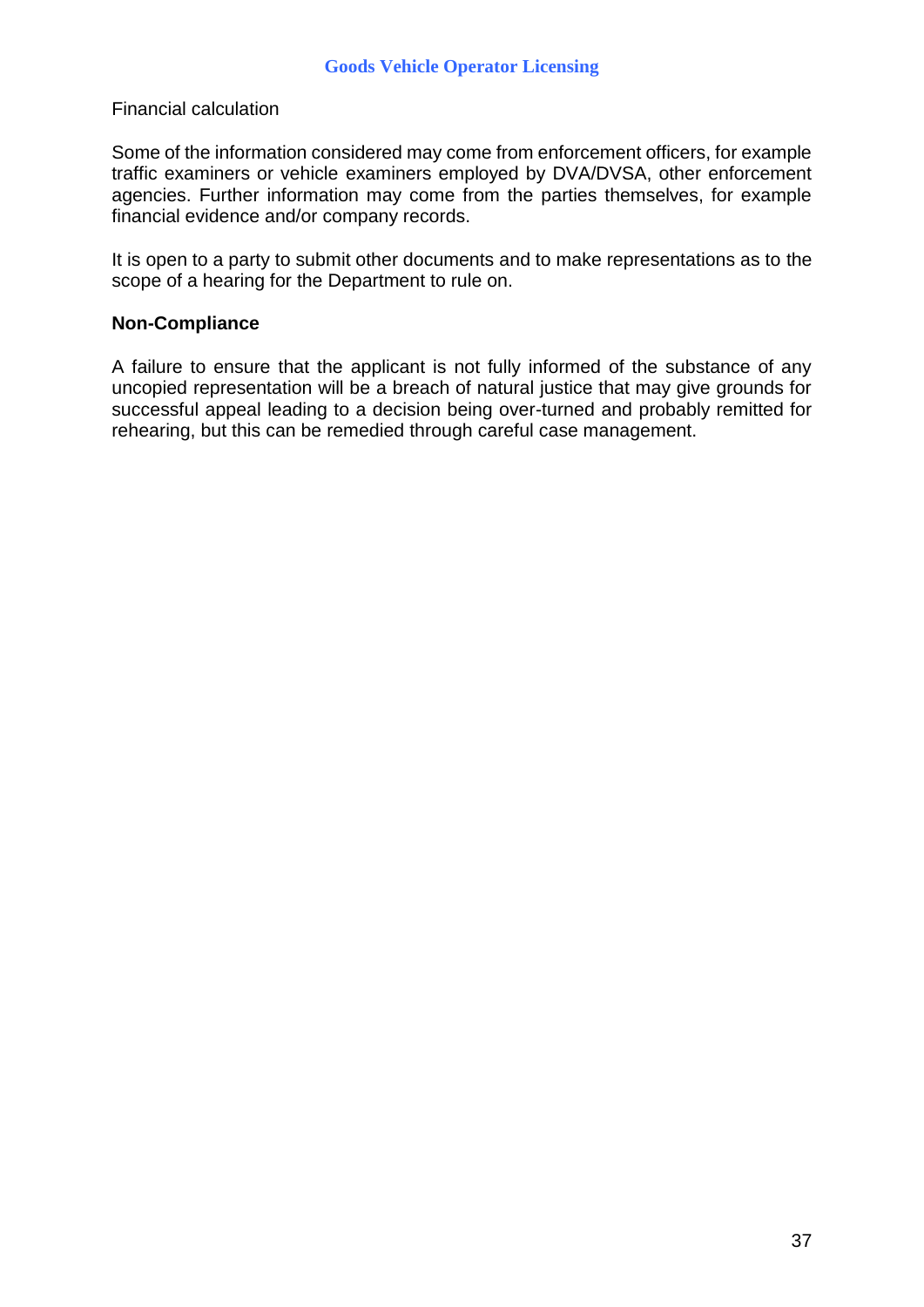Financial calculation

Some of the information considered may come from enforcement officers, for example traffic examiners or vehicle examiners employed by DVA/DVSA, other enforcement agencies. Further information may come from the parties themselves, for example financial evidence and/or company records.

It is open to a party to submit other documents and to make representations as to the scope of a hearing for the Department to rule on.

**Non-Compliance**

A failure to ensure that the applicant is not fully informed of the substance of any uncopied representation will be a breach of natural justice that may give grounds for successful appeal leading to a decision being over-turned and probably remitted for rehearing, but this can be remedied through careful case management.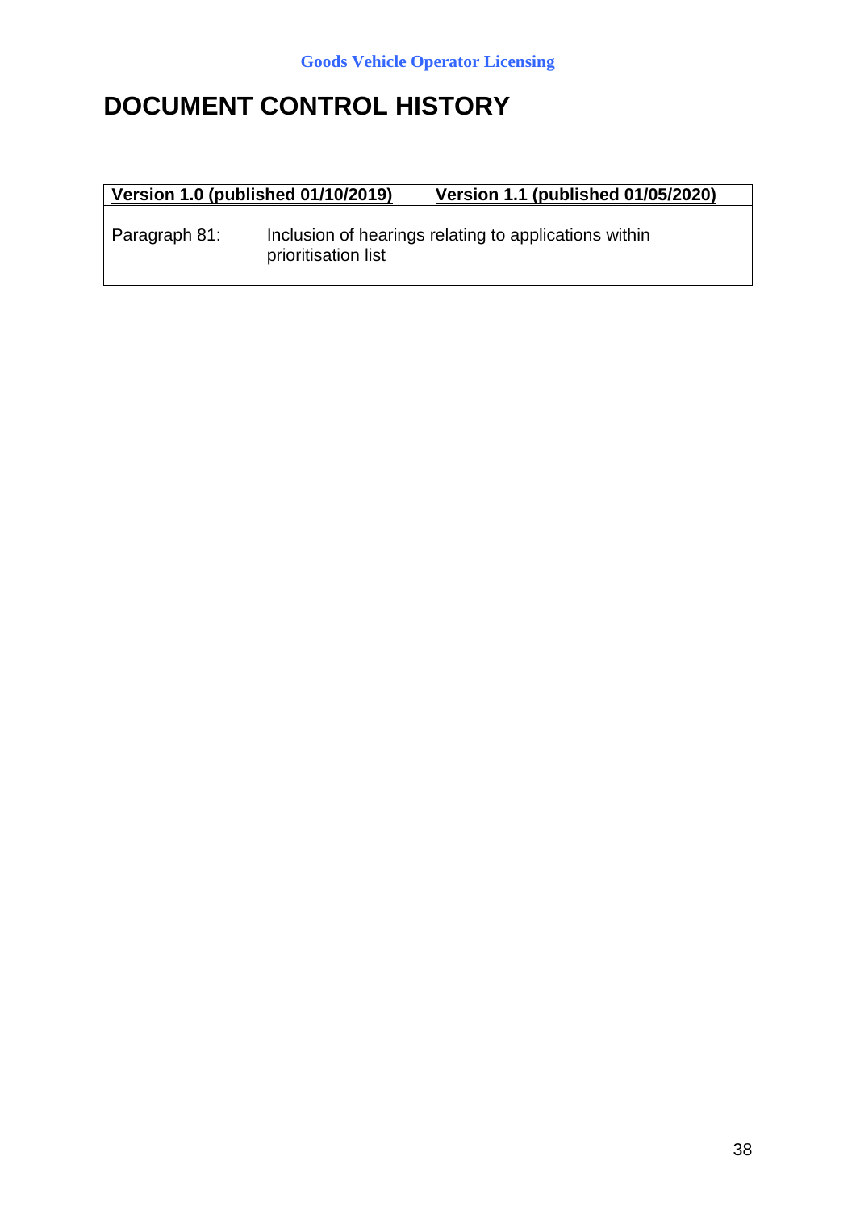# DOCUMENT CONTROL HISTORY

| Version 1.0 (published 01/10/2019) | Version 1.1 (published 01/05/2020) |
|---|---|
| Paragraph 81: | Inclusion of hearings relating to applications within prioritisation list |